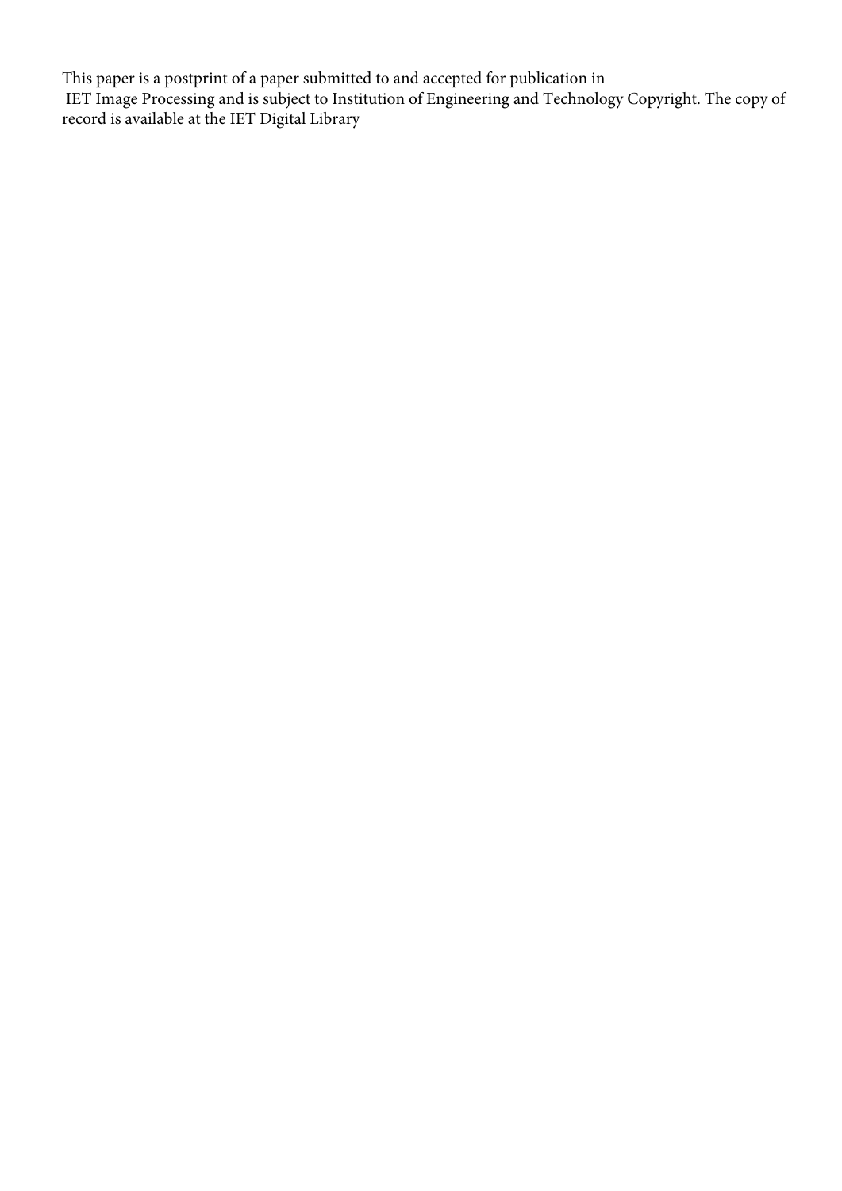This paper is a postprint of a paper submitted to and accepted for publication in IET Image Processing and is subject to Institution of Engineering and Technology Copyright. The copy of record is available at the IET Digital Library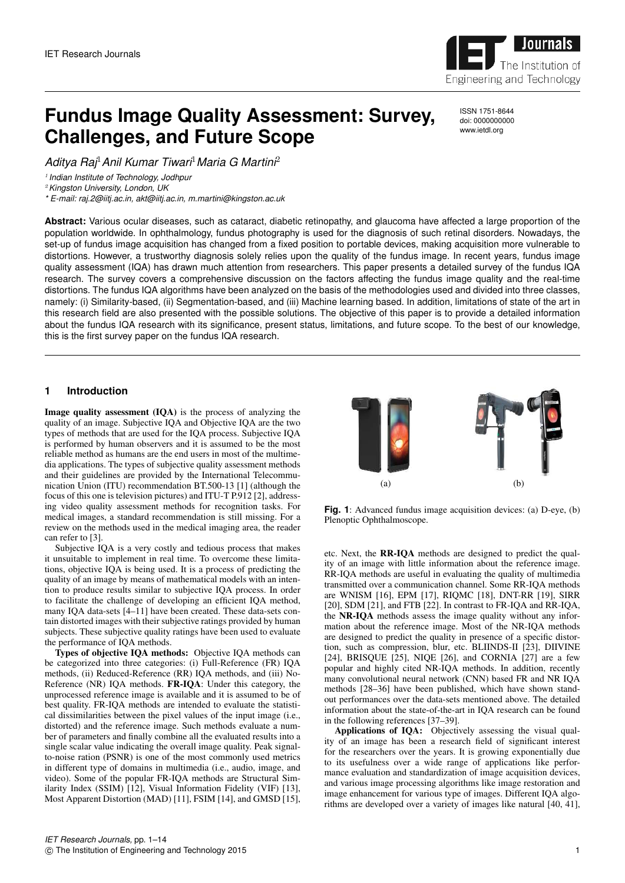# Fundus Image Quality Assessment: Survey, Challenges, and Future Scope

ISSN 1751-8644
doi: 0000000000
www.ietdl.org

*Aditya Raj*[1] *Anil Kumar Tiwari*[1] *Maria G Martini*[2]

[1] *Indian Institute of Technology, Jodhpur*

[2] *Kingston University, London, UK*

\* *E-mail: raj.2@iitj.ac.in, akt@iitj.ac.in, m.martini@kingston.ac.uk*

**Abstract:** Various ocular diseases, such as cataract, diabetic retinopathy, and glaucoma have affected a large proportion of the population worldwide. In ophthalmology, fundus photography is used for the diagnosis of such retinal disorders. Nowadays, the set-up of fundus image acquisition has changed from a fixed position to portable devices, making acquisition more vulnerable to distortions. However, a trustworthy diagnosis solely relies upon the quality of the fundus image. In recent years, fundus image quality assessment (IQA) has drawn much attention from researchers. This paper presents a detailed survey of the fundus IQA research. The survey covers a comprehensive discussion on the factors affecting the fundus image quality and the real-time distortions. The fundus IQA algorithms have been analyzed on the basis of the methodologies used and divided into three classes, namely: (i) Similarity-based, (ii) Segmentation-based, and (iii) Machine learning based. In addition, limitations of state of the art in this research field are also presented with the possible solutions. The objective of this paper is to provide a detailed information about the fundus IQA research with its significance, present status, limitations, and future scope. To the best of our knowledge, this is the first survey paper on the fundus IQA research.

## 1 Introduction

**Image quality assessment (IQA)** is the process of analyzing the quality of an image. Subjective IQA and Objective IQA are the two types of methods that are used for the IQA process. Subjective IQA is performed by human observers and it is assumed to be the most reliable method as humans are the end users in most of the multimedia applications. The types of subjective quality assessment methods and their guidelines are provided by the International Telecommunication Union (ITU) recommendation BT.500-13 [1] (although the focus of this one is television pictures) and ITU-T P.912 [2], addressing video quality assessment methods for recognition tasks. For medical images, a standard recommendation is still missing. For a review on the methods used in the medical imaging area, the reader can refer to [3].

Subjective IQA is a very costly and tedious process that makes it unsuitable to implement in real time. To overcome these limitations, objective IQA is being used. It is a process of predicting the quality of an image by means of mathematical models with an intention to produce results similar to subjective IQA process. In order to facilitate the challenge of developing an efficient IQA method, many IQA data-sets [4–11] have been created. These data-sets contain distorted images with their subjective ratings provided by human subjects. These subjective quality ratings have been used to evaluate the performance of IQA methods.

**Types of objective IQA methods:** Objective IQA methods can be categorized into three categories: (i) Full-Reference (FR) IQA methods, (ii) Reduced-Reference (RR) IQA methods, and (iii) No-Reference (NR) IQA methods. **FR-IQA**: Under this category, the unprocessed reference image is available and it is assumed to be of best quality. FR-IQA methods are intended to evaluate the statistical dissimilarities between the pixel values of the input image (i.e., distorted) and the reference image. Such methods evaluate a number of parameters and finally combine all the evaluated results into a single scalar value indicating the overall image quality. Peak signal-to-noise ration (PSNR) is one of the most commonly used metrics in different type of domains in multimedia (i.e., audio, image, and video). Some of the popular FR-IQA methods are Structural Similarity Index (SSIM) [12], Visual Information Fidelity (VIF) [13], Most Apparent Distortion (MAD) [11], FSIM [14], and GMSD [15], etc. Next, the **RR-IQA** methods are designed to predict the quality of an image with little information about the reference image. RR-IQA methods are useful in evaluating the quality of multimedia transmitted over a communication channel. Some RR-IQA methods are WNISM [16], EPM [17], RIQMC [18], DNT-RR [19], SIRR [20], SDM [21], and FTB [22]. In contrast to FR-IQA and RR-IQA, the **NR-IQA** methods assess the image quality without any information about the reference image. Most of the NR-IQA methods are designed to predict the quality in presence of a specific distortion, such as compression, blur, etc. BLIINDS-II [23], DIIVINE [24], BRISQUE [25], NIQE [26], and CORNIA [27] are a few popular and highly cited NR-IQA methods. In addition, recently many convolutional neural network (CNN) based FR and NR IQA methods [28–36] have been published, which have shown standout performances over the data-sets mentioned above. The detailed information about the state-of-the-art in IQA research can be found in the following references [37–39].

**Fig. 1**: Advanced fundus image acquisition devices: (a) D-eye, (b) Plenoptic Ophthalmoscope.

**Applications of IQA:** Objectively assessing the visual quality of an image has been a research field of significant interest for the researchers over the years. It is growing exponentially due to its usefulness over a wide range of applications like performance evaluation and standardization of image acquisition devices, and various image processing algorithms like image restoration and image enhancement for various type of images. Different IQA algorithms are developed over a variety of images like natural [40, 41],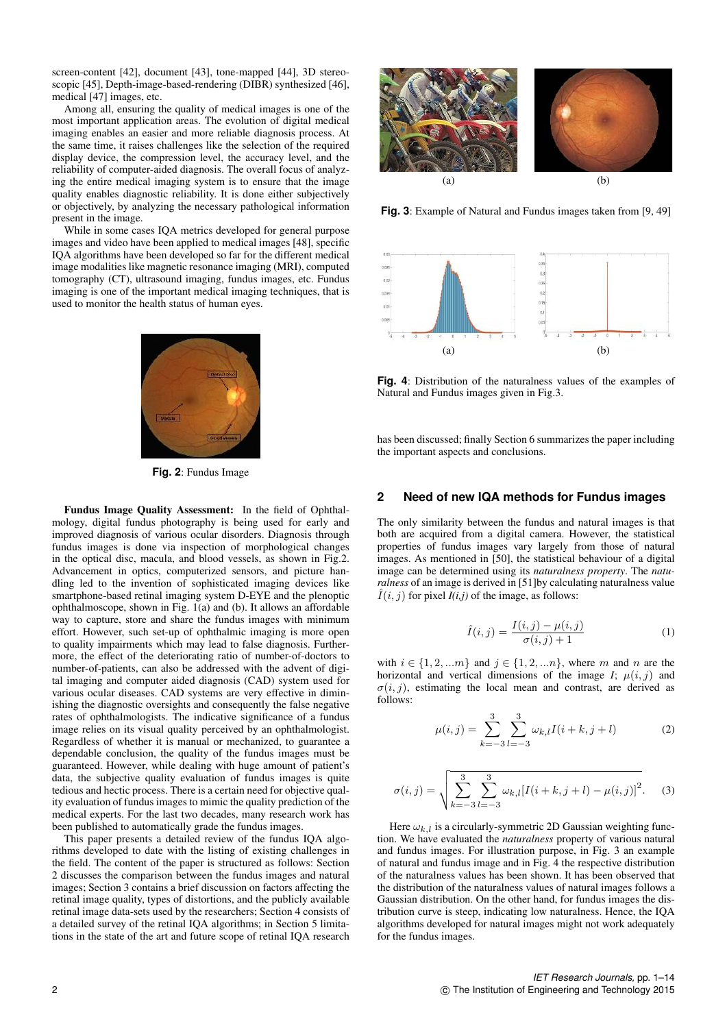screen-content [42], document [43], tone-mapped [44], 3D stereoscopic [45], Depth-image-based-rendering (DIBR) synthesized [46], medical [47] images, etc.

Among all, ensuring the quality of medical images is one of the most important application areas. The evolution of digital medical imaging enables an easier and more reliable diagnosis process. At the same time, it raises challenges like the selection of the required display device, the compression level, the accuracy level, and the reliability of computer-aided diagnosis. The overall focus of analyzing the entire medical imaging system is to ensure that the image quality enables diagnostic reliability. It is done either subjectively or objectively, by analyzing the necessary pathological information present in the image.

While in some cases IQA metrics developed for general purpose images and video have been applied to medical images [48], specific IQA algorithms have been developed so far for the different medical image modalities like magnetic resonance imaging (MRI), computed tomography (CT), ultrasound imaging, fundus images, etc. Fundus imaging is one of the important medical imaging techniques, that is used to monitor the health status of human eyes.

**Fig. 2**: Fundus Image

**Fundus Image Quality Assessment:** In the field of Ophthalmology, digital fundus photography is being used for early and improved diagnosis of various ocular disorders. Diagnosis through fundus images is done via inspection of morphological changes in the optical disc, macula, and blood vessels, as shown in Fig.2. Advancement in optics, computerized sensors, and picture handling led to the invention of sophisticated imaging devices like smartphone-based retinal imaging system D-EYE and the plenoptic ophthalmoscope, shown in Fig. 1(a) and (b). It allows an affordable way to capture, store and share the fundus images with minimum effort. However, such set-up of ophthalmic imaging is more open to quality impairments which may lead to false diagnosis. Furthermore, the effect of the deteriorating ratio of number-of-doctors to number-of-patients, can also be addressed with the advent of digital imaging and computer aided diagnosis (CAD) system used for various ocular diseases. CAD systems are very effective in diminishing the diagnostic oversights and consequently the false negative rates of ophthalmologists. The indicative significance of a fundus image relies on its visual quality perceived by an ophthalmologist. Regardless of whether it is manual or mechanized, to guarantee a dependable conclusion, the quality of the fundus images must be guaranteed. However, while dealing with huge amount of patient's data, the subjective quality evaluation of fundus images is quite tedious and hectic process. There is a certain need for objective quality evaluation of fundus images to mimic the quality prediction of the medical experts. For the last two decades, many research work has been published to automatically grade the fundus images.

This paper presents a detailed review of the fundus IQA algorithms developed to date with the listing of existing challenges in the field. The content of the paper is structured as follows: Section 2 discusses the comparison between the fundus images and natural images; Section 3 contains a brief discussion on factors affecting the retinal image quality, types of distortions, and the publicly available retinal image data-sets used by the researchers; Section 4 consists of a detailed survey of the retinal IQA algorithms; in Section 5 limitations in the state of the art and future scope of retinal IQA research has been discussed; finally Section 6 summarizes the paper including the important aspects and conclusions.

(a) (b)

**Fig. 3**: Example of Natural and Fundus images taken from [9, 49]

(a) (b)

**Fig. 4**: Distribution of the naturalness values of the examples of Natural and Fundus images given in Fig.3.

## 2 Need of new IQA methods for Fundus images

The only similarity between the fundus and natural images is that both are acquired from a digital camera. However, the statistical properties of fundus images vary largely from those of natural images. As mentioned in [50], the statistical behaviour of a digital image can be determined using its *naturalness property*. The *naturalness* of an image is derived in [51]by calculating naturalness value $\hat{I}(i,j)$ for pixel $I(i,j)$ of the image, as follows:

$$\hat{I}(i,j) = \frac{I(i,j) - \mu(i,j)}{\sigma(i,j) + 1} \tag{1}$$

with $i \in \{1, 2, ...m\}$ and $j \in \{1, 2, ...n\}$, where $m$ and $n$ are the horizontal and vertical dimensions of the image $I$; $\mu(i,j)$ and $\sigma(i,j)$, estimating the local mean and contrast, are derived as follows:

$$\mu(i,j) = \sum_{k=-3}^{3} \sum_{l=-3}^{3} \omega_{k,l} I(i+k, j+l) \tag{2}$$

$$\sigma(i,j) = \sqrt{\sum_{k=-3}^{3} \sum_{l=-3}^{3} \omega_{k,l} [I(i+k, j+l) - \mu(i,j)]^2}. \tag{3}$$

Here $\omega_{k,l}$ is a circularly-symmetric 2D Gaussian weighting function. We have evaluated the *naturalness* property of various natural and fundus images. For illustration purpose, in Fig. 3 an example of natural and fundus image and in Fig. 4 the respective distribution of the naturalness values has been shown. It has been observed that the distribution of the naturalness values of natural images follows a Gaussian distribution. On the other hand, for fundus images the distribution curve is steep, indicating low naturalness. Hence, the IQA algorithms developed for natural images might not work adequately for the fundus images.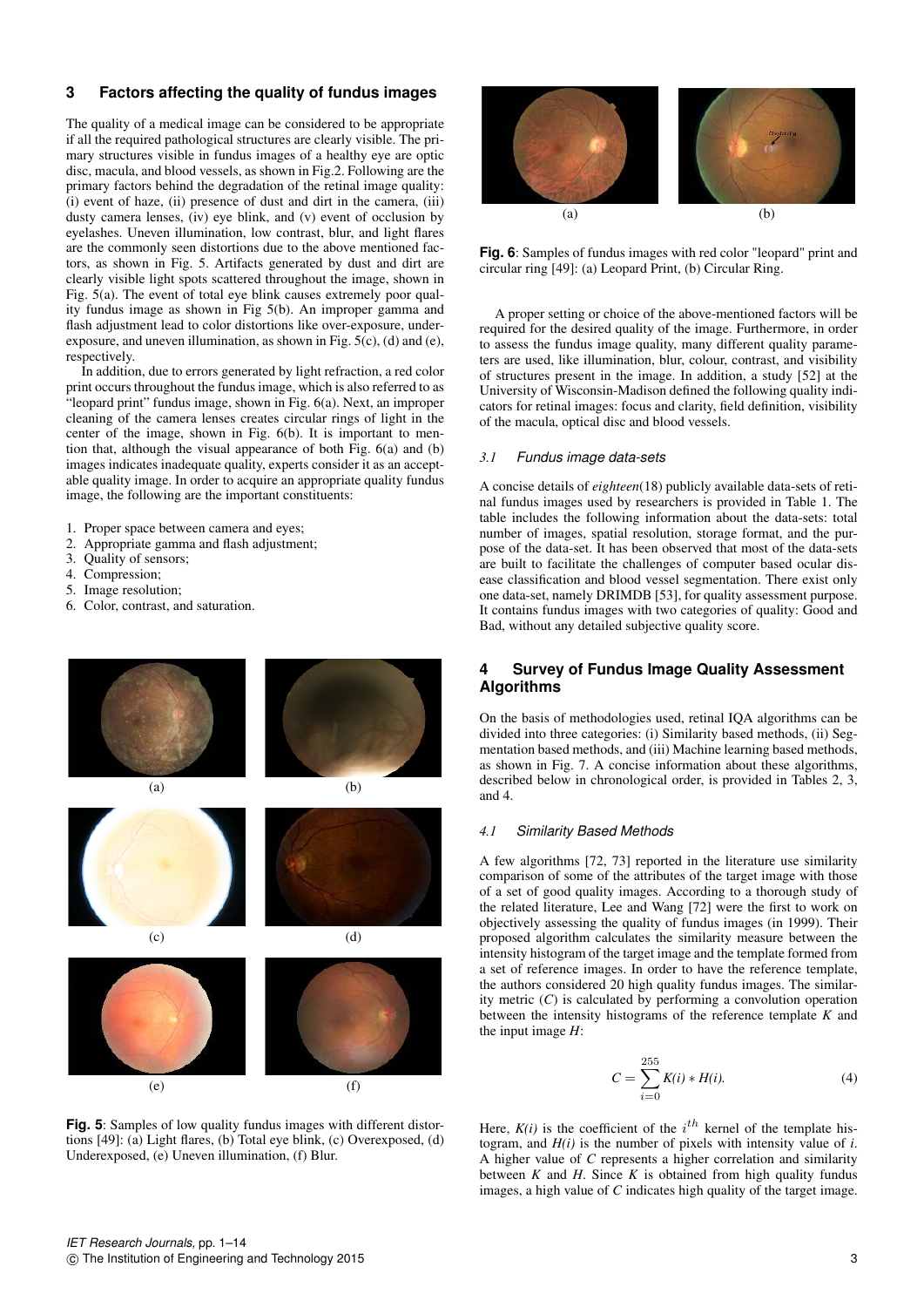## 3 Factors affecting the quality of fundus images

The quality of a medical image can be considered to be appropriate if all the required pathological structures are clearly visible. The primary structures visible in fundus images of a healthy eye are optic disc, macula, and blood vessels, as shown in Fig.2. Following are the primary factors behind the degradation of the retinal image quality: (i) event of haze, (ii) presence of dust and dirt in the camera, (iii) dusty camera lenses, (iv) eye blink, and (v) event of occlusion by eyelashes. Uneven illumination, low contrast, blur, and light flares are the commonly seen distortions due to the above mentioned factors, as shown in Fig. 5. Artifacts generated by dust and dirt are clearly visible light spots scattered throughout the image, shown in Fig. 5(a). The event of total eye blink causes extremely poor quality fundus image as shown in Fig 5(b). An improper gamma and flash adjustment lead to color distortions like over-exposure, under-exposure, and uneven illumination, as shown in Fig. 5(c), (d) and (e), respectively.

In addition, due to errors generated by light refraction, a red color print occurs throughout the fundus image, which is also referred to as "leopard print" fundus image, shown in Fig. 6(a). Next, an improper cleaning of the camera lenses creates circular rings of light in the center of the image, shown in Fig. 6(b). It is important to mention that, although the visual appearance of both Fig. 6(a) and (b) images indicates inadequate quality, experts consider it as an acceptable quality image. In order to acquire an appropriate quality fundus image, the following are the important constituents:

1. Proper space between camera and eyes;
2. Appropriate gamma and flash adjustment;
3. Quality of sensors;
4. Compression;
5. Image resolution;
6. Color, contrast, and saturation.

**Fig. 5**: Samples of low quality fundus images with different distortions [49]: (a) Light flares, (b) Total eye blink, (c) Overexposed, (d) Underexposed, (e) Uneven illumination, (f) Blur.

**Fig. 6**: Samples of fundus images with red color "leopard" print and circular ring [49]: (a) Leopard Print, (b) Circular Ring.

A proper setting or choice of the above-mentioned factors will be required for the desired quality of the image. Furthermore, in order to assess the fundus image quality, many different quality parameters are used, like illumination, blur, colour, contrast, and visibility of structures present in the image. In addition, a study [52] at the University of Wisconsin-Madison defined the following quality indicators for retinal images: focus and clarity, field definition, visibility of the macula, optical disc and blood vessels.

### 3.1 Fundus image data-sets

A concise details of *eighteen*(18) publicly available data-sets of retinal fundus images used by researchers is provided in Table 1. The table includes the following information about the data-sets: total number of images, spatial resolution, storage format, and the purpose of the data-set. It has been observed that most of the data-sets are built to facilitate the challenges of computer based ocular disease classification and blood vessel segmentation. There exist only one data-set, namely DRIMDB [53], for quality assessment purpose. It contains fundus images with two categories of quality: Good and Bad, without any detailed subjective quality score.

## 4 Survey of Fundus Image Quality Assessment Algorithms

On the basis of methodologies used, retinal IQA algorithms can be divided into three categories: (i) Similarity based methods, (ii) Segmentation based methods, and (iii) Machine learning based methods, as shown in Fig. 7. A concise information about these algorithms, described below in chronological order, is provided in Tables 2, 3, and 4.

### 4.1 Similarity Based Methods

A few algorithms [72, 73] reported in the literature use similarity comparison of some of the attributes of the target image with those of a set of good quality images. According to a thorough study of the related literature, Lee and Wang [72] were the first to work on objectively assessing the quality of fundus images (in 1999). Their proposed algorithm calculates the similarity measure between the intensity histogram of the target image and the template formed from a set of reference images. In order to have the reference template, the authors considered 20 high quality fundus images. The similarity metric ($C$) is calculated by performing a convolution operation between the intensity histograms of the reference template $K$ and the input image $H$:

$$C = \sum_{i=0}^{255} K(i) * H(i). \tag{4}$$

Here, $K(i)$ is the coefficient of the $i^{th}$ kernel of the template histogram, and $H(i)$ is the number of pixels with intensity value of $i$. A higher value of $C$ represents a higher correlation and similarity between $K$ and $H$. Since $K$ is obtained from high quality fundus images, a high value of $C$ indicates high quality of the target image.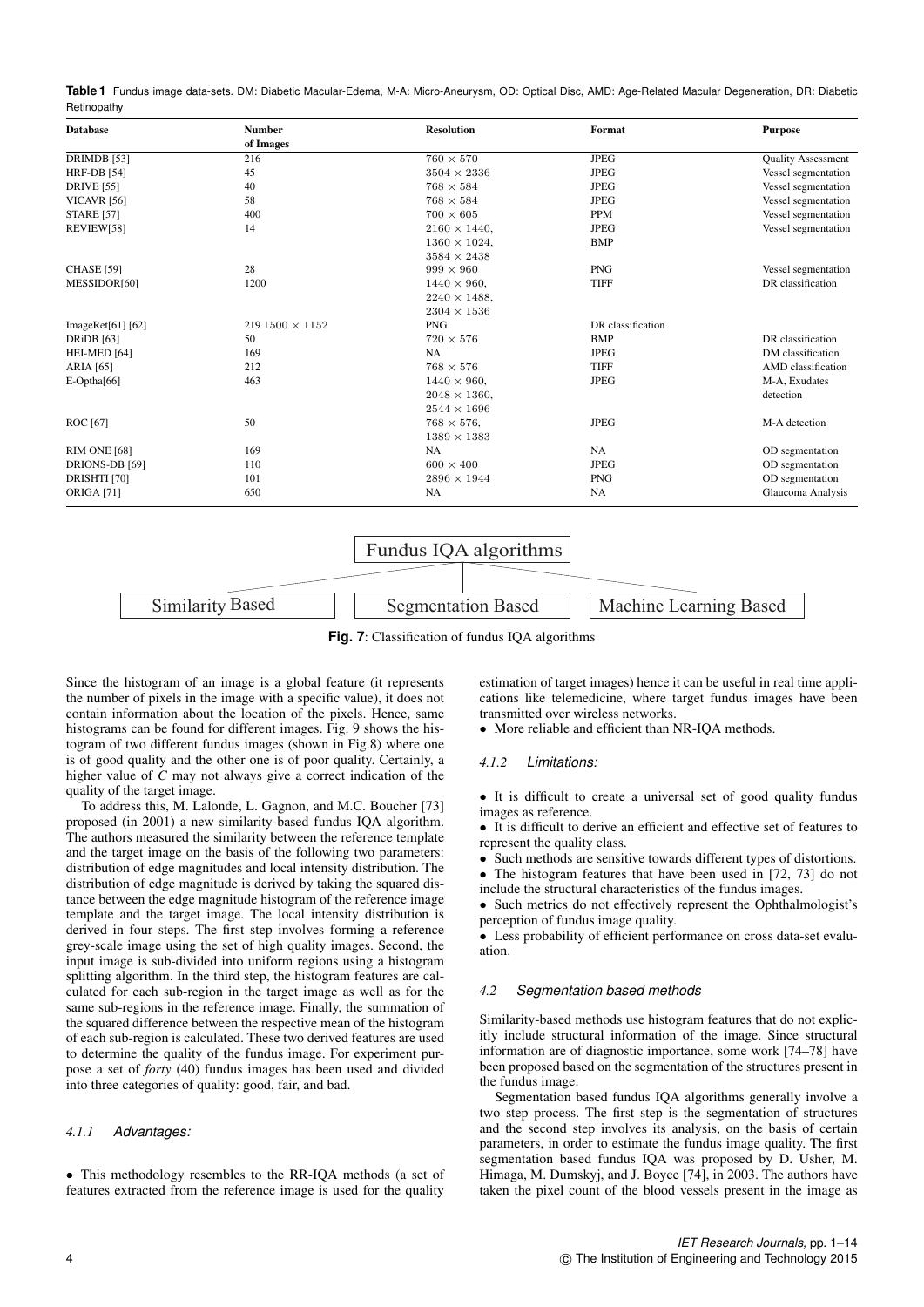**Table 1** Fundus image data-sets. DM: Diabetic Macular-Edema, M-A: Micro-Aneurysm, OD: Optical Disc, AMD: Age-Related Macular Degeneration, DR: Diabetic Retinopathy

| Database | Number of Images | Resolution | Format | Purpose |
|---|---|---|---|---|
| DRIMDB [53] | 216 | $760 \times 570$ | JPEG | Quality Assessment |
| HRF-DB [54] | 45 | $3504 \times 2336$ | JPEG | Vessel segmentation |
| DRIVE [55] | 40 | $768 \times 584$ | JPEG | Vessel segmentation |
| VICAVR [56] | 58 | $768 \times 584$ | JPEG | Vessel segmentation |
| STARE [57] | 400 | $700 \times 605$ | PPM | Vessel segmentation |
| REVIEW[58] | 14 | $2160 \times 1440$, $1360 \times 1024$, $3584 \times 2438$ | JPEG BMP | Vessel segmentation |
| CHASE [59] | 28 | $999 \times 960$ | PNG | Vessel segmentation |
| MESSIDOR[60] | 1200 | $1440 \times 960$, $2240 \times 1488$, $2304 \times 1536$ | TIFF | DR classification |
| ImageRet[61] [62] | 219 $1500 \times 1152$ | PNG | DR classification | |
| DRiDB [63] | 50 | $720 \times 576$ | BMP | DR classification |
| HEI-MED [64] | 169 | NA | JPEG | DM classification |
| ARIA [65] | 212 | $768 \times 576$ | TIFF | AMD classification |
| E-Optha[66] | 463 | $1440 \times 960$, $2048 \times 1360$, $2544 \times 1696$ | JPEG | M-A, Exudates detection |
| ROC [67] | 50 | $768 \times 576$, $1389 \times 1383$ | JPEG | M-A detection |
| RIM ONE [68] | 169 | NA | NA | OD segmentation |
| DRIONS-DB [69] | 110 | $600 \times 400$ | JPEG | OD segmentation |
| DRISHTI [70] | 101 | $2896 \times 1944$ | PNG | OD segmentation |
| ORIGA [71] | 650 | NA | NA | Glaucoma Analysis |

Fundus IQA algorithms: Similarity Based | Segmentation Based | Machine Learning Based

**Fig. 7**: Classification of fundus IQA algorithms

Since the histogram of an image is a global feature (it represents the number of pixels in the image with a specific value), it does not contain information about the location of the pixels. Hence, same histograms can be found for different images. Fig. 9 shows the histogram of two different fundus images (shown in Fig.8) where one is of good quality and the other one is of poor quality. Certainly, a higher value of *C* may not always give a correct indication of the quality of the target image.

To address this, M. Lalonde, L. Gagnon, and M.C. Boucher [73] proposed (in 2001) a new similarity-based fundus IQA algorithm. The authors measured the similarity between the reference template and the target image on the basis of the following two parameters: distribution of edge magnitudes and local intensity distribution. The distribution of edge magnitude is derived by taking the squared distance between the edge magnitude histogram of the reference image template and the target image. The local intensity distribution is derived in four steps. The first step involves forming a reference grey-scale image using the set of high quality images. Second, the input image is sub-divided into uniform regions using a histogram splitting algorithm. In the third step, the histogram features are calculated for each sub-region in the target image as well as for the same sub-regions in the reference image. Finally, the summation of the squared difference between the respective mean of the histogram of each sub-region is calculated. These two derived features are used to determine the quality of the fundus image. For experiment purpose a set of *forty* (40) fundus images has been used and divided into three categories of quality: good, fair, and bad.

#### 4.1.1 *Advantages:*

- This methodology resembles to the RR-IQA methods (a set of features extracted from the reference image is used for the quality estimation of target images) hence it can be useful in real time applications like telemedicine, where target fundus images have been transmitted over wireless networks.
- More reliable and efficient than NR-IQA methods.

#### 4.1.2 *Limitations:*

- It is difficult to create a universal set of good quality fundus images as reference.
- It is difficult to derive an efficient and effective set of features to represent the quality class.
- Such methods are sensitive towards different types of distortions.
- The histogram features that have been used in [72, 73] do not include the structural characteristics of the fundus images.
- Such metrics do not effectively represent the Ophthalmologist's perception of fundus image quality.
- Less probability of efficient performance on cross data-set evaluation.

### 4.2 *Segmentation based methods*

Similarity-based methods use histogram features that do not explicitly include structural information of the image. Since structural information are of diagnostic importance, some work [74–78] have been proposed based on the segmentation of the structures present in the fundus image.

Segmentation based fundus IQA algorithms generally involve a two step process. The first step is the segmentation of structures and the second step involves its analysis, on the basis of certain parameters, in order to estimate the fundus image quality. The first segmentation based fundus IQA was proposed by D. Usher, M. Himaga, M. Dumskyj, and J. Boyce [74], in 2003. The authors have taken the pixel count of the blood vessels present in the image as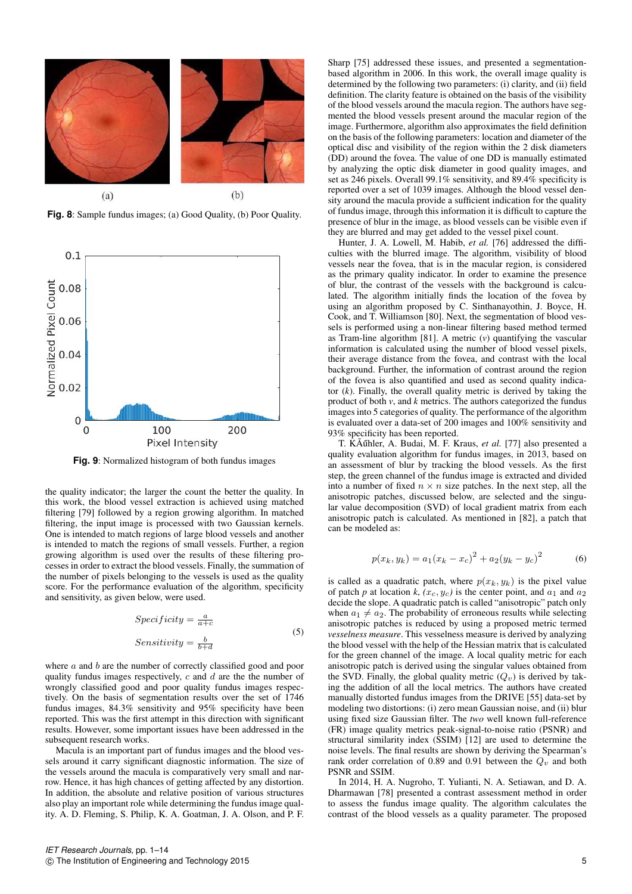(a) (b)

**Fig. 8**: Sample fundus images; (a) Good Quality, (b) Poor Quality.

**Fig. 9**: Normalized histogram of both fundus images

the quality indicator; the larger the count the better the quality. In this work, the blood vessel extraction is achieved using matched filtering [79] followed by a region growing algorithm. In matched filtering, the input image is processed with two Gaussian kernels. One is intended to match regions of large blood vessels and another is intended to match the regions of small vessels. Further, a region growing algorithm is used over the results of these filtering processes in order to extract the blood vessels. Finally, the summation of the number of pixels belonging to the vessels is used as the quality score. For the performance evaluation of the algorithm, specificity and sensitivity, as given below, were used.

$$
\begin{aligned}
Specificity &= \frac{a}{a+c} \\
Sensitivity &= \frac{b}{b+d}
\end{aligned} \tag{5}
$$

where $a$ and $b$ are the number of correctly classified good and poor quality fundus images respectively, $c$ and $d$ are the the number of wrongly classified good and poor quality fundus images respectively. On the basis of segmentation results over the set of 1746 fundus images, 84.3% sensitivity and 95% specificity have been reported. This was the first attempt in this direction with significant results. However, some important issues have been addressed in the subsequent research works.

Macula is an important part of fundus images and the blood vessels around it carry significant diagnostic information. The size of the vessels around the macula is comparatively very small and narrow. Hence, it has high chances of getting affected by any distortion. In addition, the absolute and relative position of various structures also play an important role while determining the fundus image quality. A. D. Fleming, S. Philip, K. A. Goatman, J. A. Olson, and P. F. Sharp [75] addressed these issues, and presented a segmentation-based algorithm in 2006. In this work, the overall image quality is determined by the following two parameters: (i) clarity, and (ii) field definition. The clarity feature is obtained on the basis of the visibility of the blood vessels around the macula region. The authors have segmented the blood vessels present around the macular region of the image. Furthermore, algorithm also approximates the field definition on the basis of the following parameters: location and diameter of the optical disc and visibility of the region within the 2 disk diameters (DD) around the fovea. The value of one DD is manually estimated by analyzing the optic disk diameter in good quality images, and set as 246 pixels. Overall 99.1% sensitivity, and 89.4% specificity is reported over a set of 1039 images. Although the blood vessel density around the macula provide a sufficient indication for the quality of fundus image, through this information it is difficult to capture the presence of blur in the image, as blood vessels can be visible even if they are blurred and may get added to the vessel pixel count.

Hunter, J. A. Lowell, M. Habib, *et al.* [76] addressed the difficulties with the blurred image. The algorithm, visibility of blood vessels near the fovea, that is in the macular region, is considered as the primary quality indicator. In order to examine the presence of blur, the contrast of the vessels with the background is calculated. The algorithm initially finds the location of the fovea by using an algorithm proposed by C. Sinthanayothin, J. Boyce, H. Cook, and T. Williamson [80]. Next, the segmentation of blood vessels is performed using a non-linear filtering based method termed as Tram-line algorithm [81]. A metric ($v$) quantifying the vascular information is calculated using the number of blood vessel pixels, their average distance from the fovea, and contrast with the local background. Further, the information of contrast around the region of the fovea is also quantified and used as second quality indicator ($k$). Finally, the overall quality metric is derived by taking the product of both $v$, and $k$ metrics. The authors categorized the fundus images into 5 categories of quality. The performance of the algorithm is evaluated over a data-set of 200 images and 100% sensitivity and 93% specificity has been reported.

T. KÃűhler, A. Budai, M. F. Kraus, *et al.* [77] also presented a quality evaluation algorithm for fundus images, in 2013, based on an assessment of blur by tracking the blood vessels. As the first step, the green channel of the fundus image is extracted and divided into a number of fixed $n \times n$ size patches. In the next step, all the anisotropic patches, discussed below, are selected and the singular value decomposition (SVD) of local gradient matrix from each anisotropic patch is calculated. As mentioned in [82], a patch that can be modeled as:

$$
p(x_k, y_k) = a_1(x_k - x_c)^2 + a_2(y_k - y_c)^2 \tag{6}
$$

is called as a quadratic patch, where $p(x_k, y_k)$ is the pixel value of patch $p$ at location $k$, $(x_c, y_c)$ is the center point, and $a_1$ and $a_2$ decide the slope. A quadratic patch is called "anisotropic" patch only when $a_1 \neq a_2$. The probability of erroneous results while selecting anisotropic patches is reduced by using a proposed metric termed *vesselness measure*. This vesselness measure is derived by analyzing the blood vessel with the help of the Hessian matrix that is calculated for the green channel of the image. A local quality metric for each anisotropic patch is derived using the singular values obtained from the SVD. Finally, the global quality metric ($Q_v$) is derived by taking the addition of all the local metrics. The authors have created manually distorted fundus images from the DRIVE [55] data-set by modeling two distortions: (i) zero mean Gaussian noise, and (ii) blur using fixed size Gaussian filter. The *two* well known full-reference (FR) image quality metrics peak-signal-to-noise ratio (PSNR) and structural similarity index (SSIM) [12] are used to determine the noise levels. The final results are shown by deriving the Spearman's rank order correlation of 0.89 and 0.91 between the $Q_v$ and both PSNR and SSIM.

In 2014, H. A. Nugroho, T. Yulianti, N. A. Setiawan, and D. A. Dharmawan [78] presented a contrast assessment method in order to assess the fundus image quality. The algorithm calculates the contrast of the blood vessels as a quality parameter. The proposed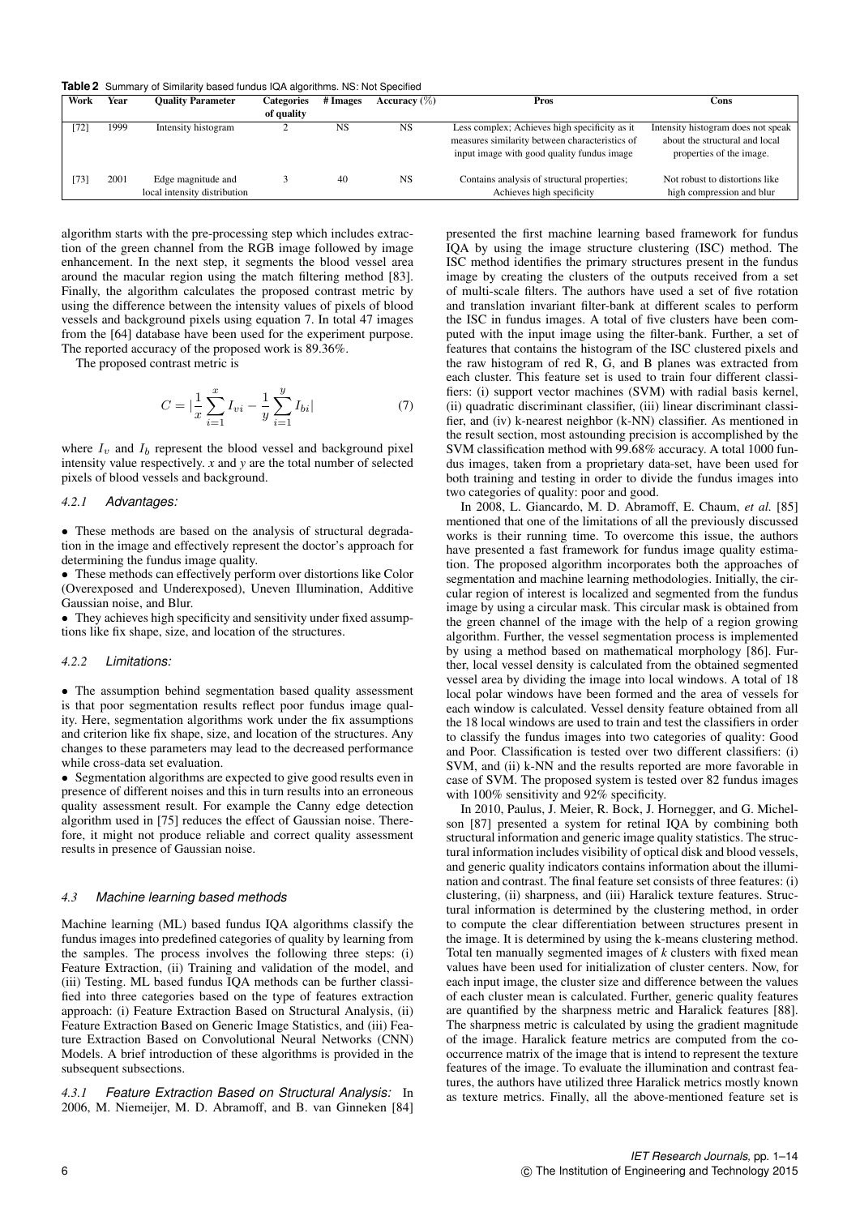**Table 2** Summary of Similarity based fundus IQA algorithms. NS: Not Specified

| Work | Year | Quality Parameter | Categories of quality | # Images | Accuracy (%) | Pros | Cons |
|---|---|---|---|---|---|---|---|
| [72] | 1999 | Intensity histogram | 2 | NS | NS | Less complex; Achieves high specificity as it measures similarity between characteristics of input image with good quality fundus image | Intensity histogram does not speak about the structural and local properties of the image. |
| [73] | 2001 | Edge magnitude and local intensity distribution | 3 | 40 | NS | Contains analysis of structural properties; Achieves high specificity | Not robust to distortions like high compression and blur |

algorithm starts with the pre-processing step which includes extraction of the green channel from the RGB image followed by image enhancement. In the next step, it segments the blood vessel area around the macular region using the match filtering method [83]. Finally, the algorithm calculates the proposed contrast metric by using the difference between the intensity values of pixels of blood vessels and background pixels using equation 7. In total 47 images from the [64] database have been used for the experiment purpose. The reported accuracy of the proposed work is 89.36%.

The proposed contrast metric is

$$C = |\frac{1}{x}\sum_{i=1}^{x} I_{vi} - \frac{1}{y}\sum_{i=1}^{y} I_{bi}| \tag{7}$$

where $I_v$ and $I_b$ represent the blood vessel and background pixel intensity value respectively. $x$ and $y$ are the total number of selected pixels of blood vessels and background.

#### 4.2.1 *Advantages:*

- These methods are based on the analysis of structural degradation in the image and effectively represent the doctor's approach for determining the fundus image quality.
- These methods can effectively perform over distortions like Color (Overexposed and Underexposed), Uneven Illumination, Additive Gaussian noise, and Blur.
- They achieves high specificity and sensitivity under fixed assumptions like fix shape, size, and location of the structures.

#### 4.2.2 *Limitations:*

- The assumption behind segmentation based quality assessment is that poor segmentation results reflect poor fundus image quality. Here, segmentation algorithms work under the fix assumptions and criterion like fix shape, size, and location of the structures. Any changes to these parameters may lead to the decreased performance while cross-data set evaluation.
- Segmentation algorithms are expected to give good results even in presence of different noises and this in turn results into an erroneous quality assessment result. For example the Canny edge detection algorithm used in [75] reduces the effect of Gaussian noise. Therefore, it might not produce reliable and correct quality assessment results in presence of Gaussian noise.

### 4.3 *Machine learning based methods*

Machine learning (ML) based fundus IQA algorithms classify the fundus images into predefined categories of quality by learning from the samples. The process involves the following three steps: (i) Feature Extraction, (ii) Training and validation of the model, and (iii) Testing. ML based fundus IQA methods can be further classified into three categories based on the type of features extraction approach: (i) Feature Extraction Based on Structural Analysis, (ii) Feature Extraction Based on Generic Image Statistics, and (iii) Feature Extraction Based on Convolutional Neural Networks (CNN) Models. A brief introduction of these algorithms is provided in the subsequent subsections.

*4.3.1 Feature Extraction Based on Structural Analysis:* In 2006, M. Niemeijer, M. D. Abramoff, and B. van Ginneken [84] presented the first machine learning based framework for fundus IQA by using the image structure clustering (ISC) method. The ISC method identifies the primary structures present in the fundus image by creating the clusters of the outputs received from a set of multi-scale filters. The authors have used a set of five rotation and translation invariant filter-bank at different scales to perform the ISC in fundus images. A total of five clusters have been computed with the input image using the filter-bank. Further, a set of features that contains the histogram of the ISC clustered pixels and the raw histogram of red R, G, and B planes was extracted from each cluster. This feature set is used to train four different classifiers: (i) support vector machines (SVM) with radial basis kernel, (ii) quadratic discriminant classifier, (iii) linear discriminant classifier, and (iv) k-nearest neighbor (k-NN) classifier. As mentioned in the result section, most astounding precision is accomplished by the SVM classification method with 99.68% accuracy. A total 1000 fundus images, taken from a proprietary data-set, have been used for both training and testing in order to divide the fundus images into two categories of quality: poor and good.

In 2008, L. Giancardo, M. D. Abramoff, E. Chaum, *et al.* [85] mentioned that one of the limitations of all the previously discussed works is their running time. To overcome this issue, the authors have presented a fast framework for fundus image quality estimation. The proposed algorithm incorporates both the approaches of segmentation and machine learning methodologies. Initially, the circular region of interest is localized and segmented from the fundus image by using a circular mask. This circular mask is obtained from the green channel of the image with the help of a region growing algorithm. Further, the vessel segmentation process is implemented by using a method based on mathematical morphology [86]. Further, local vessel density is calculated from the obtained segmented vessel area by dividing the image into local windows. A total of 18 local polar windows have been formed and the area of vessels for each window is calculated. Vessel density feature obtained from all the 18 local windows are used to train and test the classifiers in order to classify the fundus images into two categories of quality: Good and Poor. Classification is tested over two different classifiers: (i) SVM, and (ii) k-NN and the results reported are more favorable in case of SVM. The proposed system is tested over 82 fundus images with 100% sensitivity and 92% specificity.

In 2010, Paulus, J. Meier, R. Bock, J. Hornegger, and G. Michelson [87] presented a system for retinal IQA by combining both structural information and generic image quality statistics. The structural information includes visibility of optical disk and blood vessels, and generic quality indicators contains information about the illumination and contrast. The final feature set consists of three features: (i) clustering, (ii) sharpness, and (iii) Haralick texture features. Structural information is determined by the clustering method, in order to compute the clear differentiation between structures present in the image. It is determined by using the k-means clustering method. Total ten manually segmented images of *k* clusters with fixed mean values have been used for initialization of cluster centers. Now, for each input image, the cluster size and difference between the values of each cluster mean is calculated. Further, generic quality features are quantified by the sharpness metric and Haralick features [88]. The sharpness metric is calculated by using the gradient magnitude of the image. Haralick feature metrics are computed from the co-occurrence matrix of the image that is intend to represent the texture features of the image. To evaluate the illumination and contrast features, the authors have utilized three Haralick metrics mostly known as texture metrics. Finally, all the above-mentioned feature set is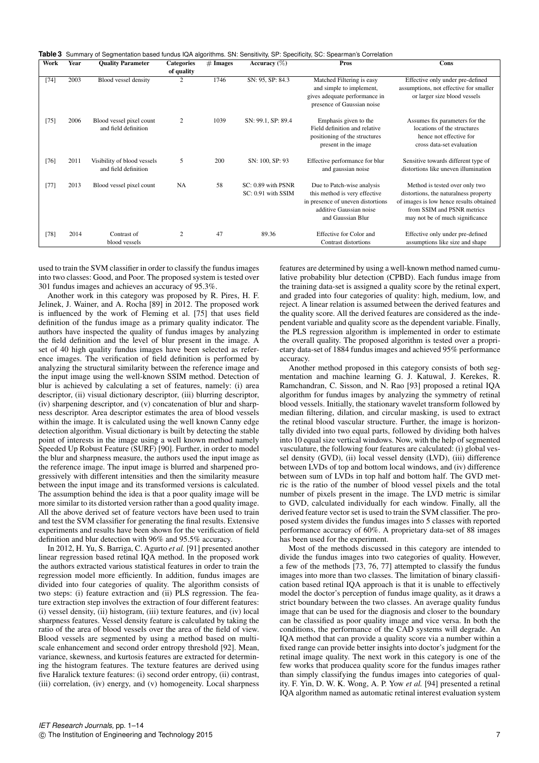**Table 3** Summary of Segmentation based fundus IQA algorithms. SN: Sensitivity, SP: Specificity, SC: Spearman's Correlation

| Work | Year | Quality Parameter | Categories of quality | # Images | Accuracy (%) | Pros | Cons |
|---|---|---|---|---|---|---|---|
| [74] | 2003 | Blood vessel density | 2 | 1746 | SN: 95, SP: 84.3 | Matched Filtering is easy and simple to implement, gives adequate performance in presence of Gaussian noise | Effective only under pre-defined assumptions, not effective for smaller or larger size blood vessels |
| [75] | 2006 | Blood vessel pixel count and field definition | 2 | 1039 | SN: 99.1, SP: 89.4 | Emphasis given to the Field definition and relative positioning of the structures present in the image | Assumes fix parameters for the locations of the structures hence not effective for cross data-set evaluation |
| [76] | 2011 | Visibility of blood vessels and field definition | 5 | 200 | SN: 100, SP: 93 | Effective performance for blur and gaussian noise | Sensitive towards different type of distortions like uneven illumination |
| [77] | 2013 | Blood vessel pixel count | NA | 58 | SC: 0.89 with PSNR SC: 0.91 with SSIM | Due to Patch-wise analysis this method is very effective in presence of uneven distortions additive Gaussian noise and Gaussian Blur | Method is tested over only two distortions, the naturalness property of images is low hence results obtained from SSIM and PSNR metrics may not be of much significance |
| [78] | 2014 | Contrast of blood vessels | 2 | 47 | 89.36 | Effective for Color and Contrast distortions | Effective only under pre-defined assumptions like size and shape |

used to train the SVM classifier in order to classify the fundus images into two classes: Good, and Poor. The proposed system is tested over 301 fundus images and achieves an accuracy of 95.3%.

Another work in this category was proposed by R. Pires, H. F. Jelinek, J. Wainer, and A. Rocha [89] in 2012. The proposed work is influenced by the work of Fleming et al. [75] that uses field definition of the fundus image as a primary quality indicator. The authors have inspected the quality of fundus images by analyzing the field definition and the level of blur present in the image. A set of 40 high quality fundus images have been selected as reference images. The verification of field definition is performed by analyzing the structural similarity between the reference image and the input image using the well-known SSIM method. Detection of blur is achieved by calculating a set of features, namely: (i) area descriptor, (ii) visual dictionary descriptor, (iii) blurring descriptor, (iv) sharpening descriptor, and (v) concatenation of blur and sharpness descriptor. Area descriptor estimates the area of blood vessels within the image. It is calculated using the well known Canny edge detection algorithm. Visual dictionary is built by detecting the stable point of interests in the image using a well known method namely Speeded Up Robust Feature (SURF) [90]. Further, in order to model the blur and sharpness measure, the authors used the input image as the reference image. The input image is blurred and sharpened progressively with different intensities and then the similarity measure between the input image and its transformed versions is calculated. The assumption behind the idea is that a poor quality image will be more similar to its distorted version rather than a good quality image. All the above derived set of feature vectors have been used to train and test the SVM classifier for generating the final results. Extensive experiments and results have been shown for the verification of field definition and blur detection with 96% and 95.5% accuracy.

In 2012, H. Yu, S. Barriga, C. Agurto *et al.* [91] presented another linear regression based retinal IQA method. In the proposed work the authors extracted various statistical features in order to train the regression model more efficiently. In addition, fundus images are divided into four categories of quality. The algorithm consists of two steps: (i) feature extraction and (ii) PLS regression. The feature extraction step involves the extraction of four different features: (i) vessel density, (ii) histogram, (iii) texture features, and (iv) local sharpness features. Vessel density feature is calculated by taking the ratio of the area of blood vessels over the area of the field of view. Blood vessels are segmented by using a method based on multi-scale enhancement and second order entropy threshold [92]. Mean, variance, skewness, and kurtosis features are extracted for determining the histogram features. The texture features are derived using five Haralick texture features: (i) second order entropy, (ii) contrast, (iii) correlation, (iv) energy, and (v) homogeneity. Local sharpness features are determined by using a well-known method named cumulative probability blur detection (CPBD). Each fundus image from the training data-set is assigned a quality score by the retinal expert, and graded into four categories of quality: high, medium, low, and reject. A linear relation is assumed between the derived features and the quality score. All the derived features are considered as the independent variable and quality score as the dependent variable. Finally, the PLS regression algorithm is implemented in order to estimate the overall quality. The proposed algorithm is tested over a proprietary data-set of 1884 fundus images and achieved 95% performance accuracy.

Another method proposed in this category consists of both segmentation and machine learning G. J. Katuwal, J. Kerekes, R. Ramchandran, C. Sisson, and N. Rao [93] proposed a retinal IQA algorithm for fundus images by analyzing the symmetry of retinal blood vessels. Initially, the stationary wavelet transform followed by median filtering, dilation, and circular masking, is used to extract the retinal blood vascular structure. Further, the image is horizontally divided into two equal parts, followed by dividing both halves into 10 equal size vertical windows. Now, with the help of segmented vasculature, the following four features are calculated: (i) global vessel density (GVD), (ii) local vessel density (LVD), (iii) difference between LVDs of top and bottom local windows, and (iv) difference between sum of LVDs in top half and bottom half. The GVD metric is the ratio of the number of blood vessel pixels and the total number of pixels present in the image. The LVD metric is similar to GVD, calculated individually for each window. Finally, all the derived feature vector set is used to train the SVM classifier. The proposed system divides the fundus images into 5 classes with reported performance accuracy of 60%. A proprietary data-set of 88 images has been used for the experiment.

Most of the methods discussed in this category are intended to divide the fundus images into two categories of quality. However, a few of the methods [73, 76, 77] attempted to classify the fundus images into more than two classes. The limitation of binary classification based retinal IQA approach is that it is unable to effectively model the doctor's perception of fundus image quality, as it draws a strict boundary between the two classes. An average quality fundus image that can be used for the diagnosis and closer to the boundary can be classified as poor quality image and vice versa. In both the conditions, the performance of the CAD systems will degrade. An IQA method that can provide a quality score via a number within a fixed range can provide better insights into doctor's judgment for the retinal image quality. The next work in this category is one of the few works that producea quality score for the fundus images rather than simply classifying the fundus images into categories of quality. F. Yin, D. W. K. Wong, A. P. Yow *et al.* [94] presented a retinal IQA algorithm named as automatic retinal interest evaluation system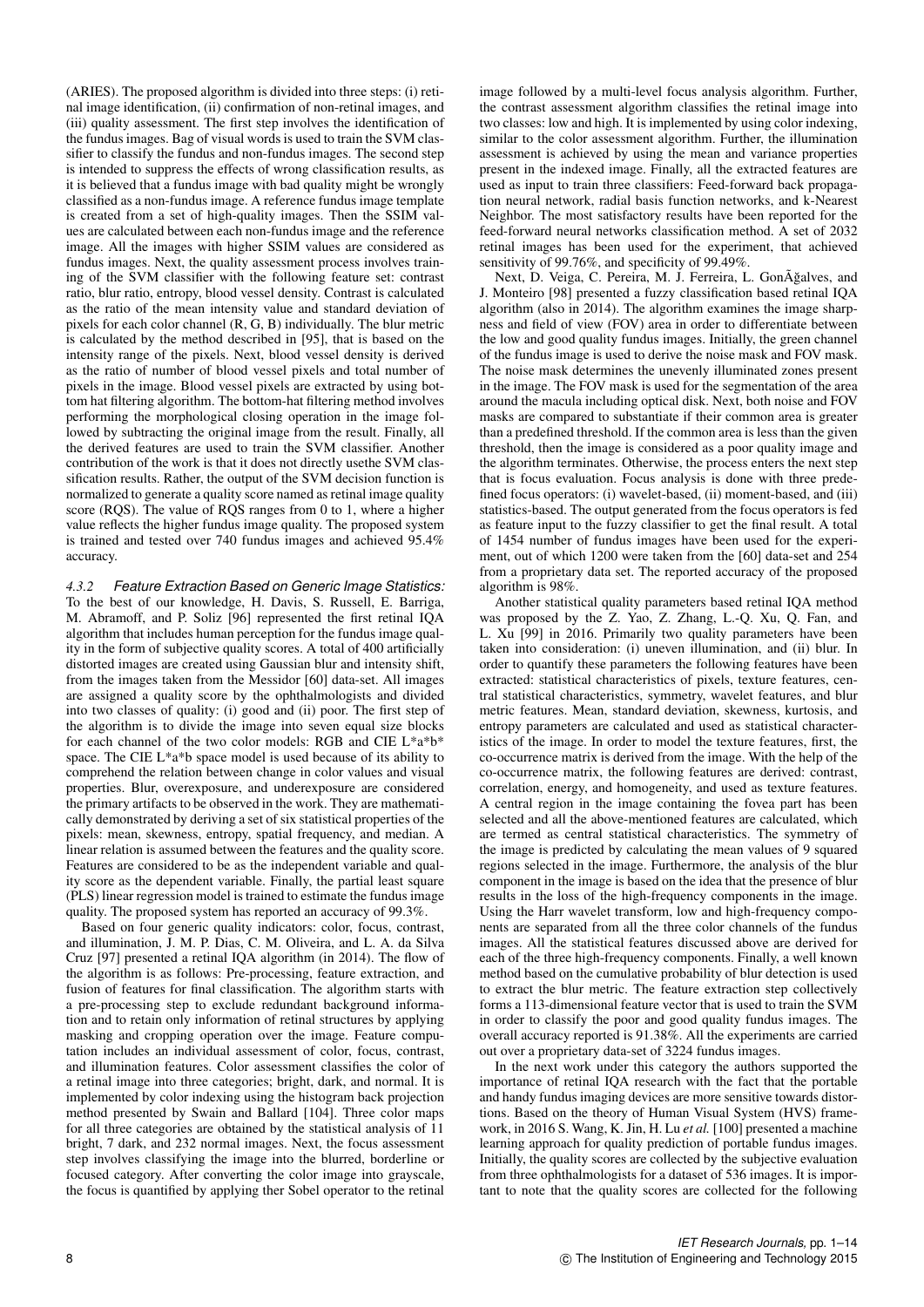(ARIES). The proposed algorithm is divided into three steps: (i) retinal image identification, (ii) confirmation of non-retinal images, and (iii) quality assessment. The first step involves the identification of the fundus images. Bag of visual words is used to train the SVM classifier to classify the fundus and non-fundus images. The second step is intended to suppress the effects of wrong classification results, as it is believed that a fundus image with bad quality might be wrongly classified as a non-fundus image. A reference fundus image template is created from a set of high-quality images. Then the SSIM values are calculated between each non-fundus image and the reference image. All the images with higher SSIM values are considered as fundus images. Next, the quality assessment process involves training of the SVM classifier with the following feature set: contrast ratio, blur ratio, entropy, blood vessel density. Contrast is calculated as the ratio of the mean intensity value and standard deviation of pixels for each color channel (R, G, B) individually. The blur metric is calculated by the method described in [95], that is based on the intensity range of the pixels. Next, blood vessel density is derived as the ratio of number of blood vessel pixels and total number of pixels in the image. Blood vessel pixels are extracted by using bottom hat filtering algorithm. The bottom-hat filtering method involves performing the morphological closing operation in the image followed by subtracting the original image from the result. Finally, all the derived features are used to train the SVM classifier. Another contribution of the work is that it does not directly usethe SVM classification results. Rather, the output of the SVM decision function is normalized to generate a quality score named as retinal image quality score (RQS). The value of RQS ranges from 0 to 1, where a higher value reflects the higher fundus image quality. The proposed system is trained and tested over 740 fundus images and achieved 95.4% accuracy.

*4.3.2 Feature Extraction Based on Generic Image Statistics:* To the best of our knowledge, H. Davis, S. Russell, E. Barriga, M. Abramoff, and P. Soliz [96] represented the first retinal IQA algorithm that includes human perception for the fundus image quality in the form of subjective quality scores. A total of 400 artificially distorted images are created using Gaussian blur and intensity shift, from the images taken from the Messidor [60] data-set. All images are assigned a quality score by the ophthalmologists and divided into two classes of quality: (i) good and (ii) poor. The first step of the algorithm is to divide the image into seven equal size blocks for each channel of the two color models: RGB and CIE L*a*b* space. The CIE L*a*b space model is used because of its ability to comprehend the relation between change in color values and visual properties. Blur, overexposure, and underexposure are considered the primary artifacts to be observed in the work. They are mathematically demonstrated by deriving a set of six statistical properties of the pixels: mean, skewness, entropy, spatial frequency, and median. A linear relation is assumed between the features and the quality score. Features are considered to be as the independent variable and quality score as the dependent variable. Finally, the partial least square (PLS) linear regression model is trained to estimate the fundus image quality. The proposed system has reported an accuracy of 99.3%.

Based on four generic quality indicators: color, focus, contrast, and illumination, J. M. P. Dias, C. M. Oliveira, and L. A. da Silva Cruz [97] presented a retinal IQA algorithm (in 2014). The flow of the algorithm is as follows: Pre-processing, feature extraction, and fusion of features for final classification. The algorithm starts with a pre-processing step to exclude redundant background information and to retain only information of retinal structures by applying masking and cropping operation over the image. Feature computation includes an individual assessment of color, focus, contrast, and illumination features. Color assessment classifies the color of a retinal image into three categories; bright, dark, and normal. It is implemented by color indexing using the histogram back projection method presented by Swain and Ballard [104]. Three color maps for all three categories are obtained by the statistical analysis of 11 bright, 7 dark, and 232 normal images. Next, the focus assessment step involves classifying the image into the blurred, borderline or focused category. After converting the color image into grayscale, the focus is quantified by applying ther Sobel operator to the retinal image followed by a multi-level focus analysis algorithm. Further, the contrast assessment algorithm classifies the retinal image into two classes: low and high. It is implemented by using color indexing, similar to the color assessment algorithm. Further, the illumination assessment is achieved by using the mean and variance properties present in the indexed image. Finally, all the extracted features are used as input to train three classifiers: Feed-forward back propagation neural network, radial basis function networks, and k-Nearest Neighbor. The most satisfactory results have been reported for the feed-forward neural networks classification method. A set of 2032 retinal images has been used for the experiment, that achieved sensitivity of 99.76%, and specificity of 99.49%.

Next, D. Veiga, C. Pereira, M. J. Ferreira, L. GonÃğalves, and J. Monteiro [98] presented a fuzzy classification based retinal IQA algorithm (also in 2014). The algorithm examines the image sharpness and field of view (FOV) area in order to differentiate between the low and good quality fundus images. Initially, the green channel of the fundus image is used to derive the noise mask and FOV mask. The noise mask determines the unevenly illuminated zones present in the image. The FOV mask is used for the segmentation of the area around the macula including optical disk. Next, both noise and FOV masks are compared to substantiate if their common area is greater than a predefined threshold. If the common area is less than the given threshold, then the image is considered as a poor quality image and the algorithm terminates. Otherwise, the process enters the next step that is focus evaluation. Focus analysis is done with three predefined focus operators: (i) wavelet-based, (ii) moment-based, and (iii) statistics-based. The output generated from the focus operators is fed as feature input to the fuzzy classifier to get the final result. A total of 1454 number of fundus images have been used for the experiment, out of which 1200 were taken from the [60] data-set and 254 from a proprietary data set. The reported accuracy of the proposed algorithm is 98%.

Another statistical quality parameters based retinal IQA method was proposed by the Z. Yao, Z. Zhang, L.-Q. Xu, Q. Fan, and L. Xu [99] in 2016. Primarily two quality parameters have been taken into consideration: (i) uneven illumination, and (ii) blur. In order to quantify these parameters the following features have been extracted: statistical characteristics of pixels, texture features, central statistical characteristics, symmetry, wavelet features, and blur metric features. Mean, standard deviation, skewness, kurtosis, and entropy parameters are calculated and used as statistical characteristics of the image. In order to model the texture features, first, the co-occurrence matrix is derived from the image. With the help of the co-occurrence matrix, the following features are derived: contrast, correlation, energy, and homogeneity, and used as texture features. A central region in the image containing the fovea part has been selected and all the above-mentioned features are calculated, which are termed as central statistical characteristics. The symmetry of the image is predicted by calculating the mean values of 9 squared regions selected in the image. Furthermore, the analysis of the blur component in the image is based on the idea that the presence of blur results in the loss of the high-frequency components in the image. Using the Harr wavelet transform, low and high-frequency components are separated from all the three color channels of the fundus images. All the statistical features discussed above are derived for each of the three high-frequency components. Finally, a well known method based on the cumulative probability of blur detection is used to extract the blur metric. The feature extraction step collectively forms a 113-dimensional feature vector that is used to train the SVM in order to classify the poor and good quality fundus images. The overall accuracy reported is 91.38%. All the experiments are carried out over a proprietary data-set of 3224 fundus images.

In the next work under this category the authors supported the importance of retinal IQA research with the fact that the portable and handy fundus imaging devices are more sensitive towards distortions. Based on the theory of Human Visual System (HVS) framework, in 2016 S. Wang, K. Jin, H. Lu *et al.* [100] presented a machine learning approach for quality prediction of portable fundus images. Initially, the quality scores are collected by the subjective evaluation from three ophthalmologists for a dataset of 536 images. It is important to note that the quality scores are collected for the following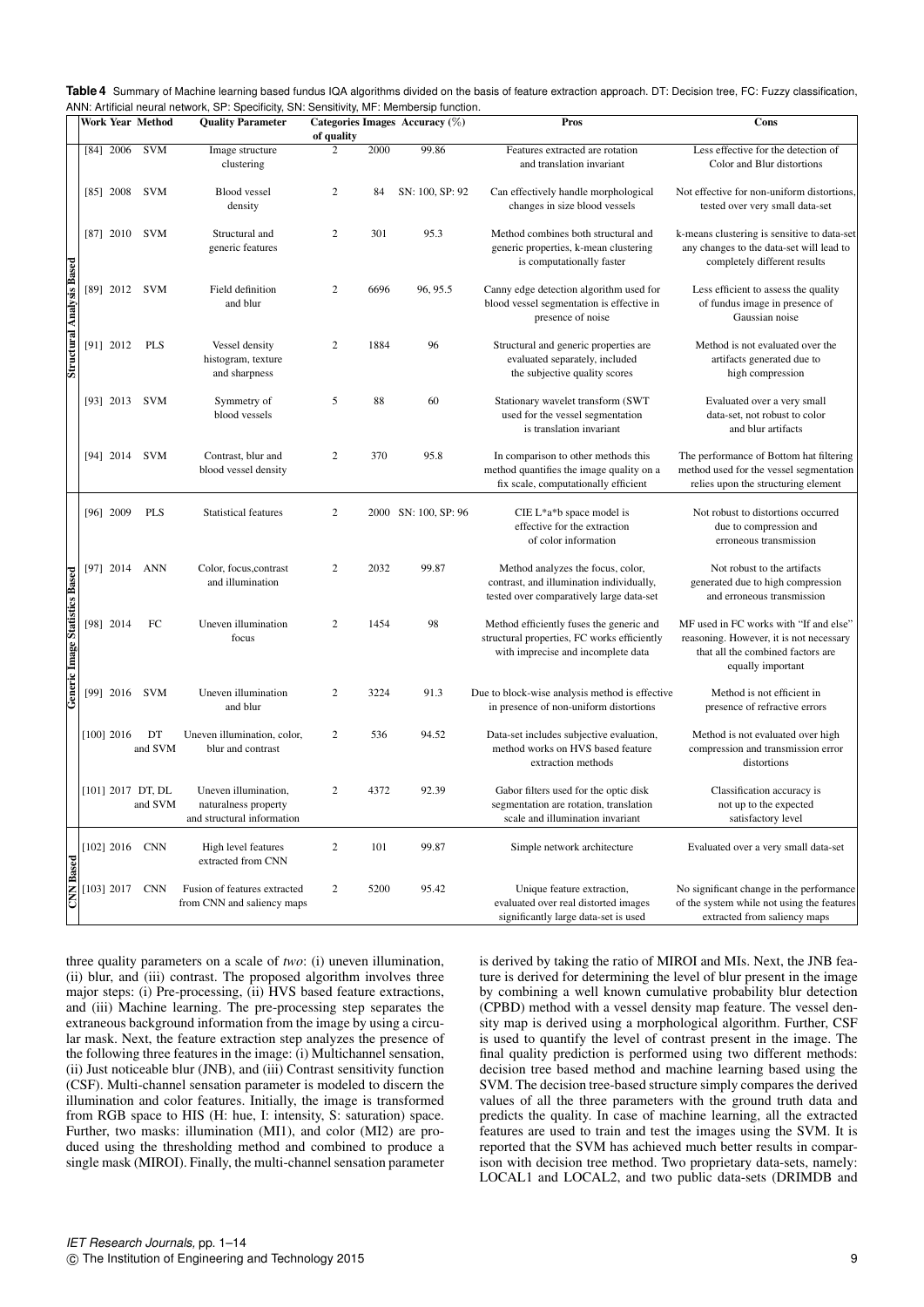**Table 4** Summary of Machine learning based fundus IQA algorithms divided on the basis of feature extraction approach. DT: Decision tree, FC: Fuzzy classification, ANN: Artificial neural network, SP: Specificity, SN: Sensitivity, MF: Membersip function.

| | Work | Year | Method | Quality Parameter | Categories of quality | Images | Accuracy (%) | Pros | Cons |
|---|---|---|---|---|---|---|---|---|---|
| Structural Analysis Based | [84] | 2006 | SVM | Image structure clustering | 2 | 2000 | 99.86 | Features extracted are rotation and translation invariant | Less effective for the detection of Color and Blur distortions |
| | [85] | 2008 | SVM | Blood vessel density | 2 | 84 | SN: 100, SP: 92 | Can effectively handle morphological changes in size blood vessels | Not effective for non-uniform distortions, tested over very small data-set |
| | [87] | 2010 | SVM | Structural and generic features | 2 | 301 | 95.3 | Method combines both structural and generic properties, k-mean clustering is computationally faster | k-means clustering is sensitive to data-set any changes to the data-set will lead to completely different results |
| | [89] | 2012 | SVM | Field definition and blur | 2 | 6696 | 96, 95.5 | Canny edge detection algorithm used for blood vessel segmentation is effective in presence of noise | Less efficient to assess the quality of fundus image in presence of Gaussian noise |
| | [91] | 2012 | PLS | Vessel density histogram, texture and sharpness | 2 | 1884 | 96 | Structural and generic properties are evaluated separately, included the subjective quality scores | Method is not evaluated over the artifacts generated due to high compression |
| | [93] | 2013 | SVM | Symmetry of blood vessels | 5 | 88 | 60 | Stationary wavelet transform (SWT used for the vessel segmentation is translation invariant | Evaluated over a very small data-set, not robust to color and blur artifacts |
| | [94] | 2014 | SVM | Contrast, blur and blood vessel density | 2 | 370 | 95.8 | In comparison to other methods this method quantifies the image quality on a fix scale, computationally efficient | The performance of Bottom hat filtering method used for the vessel segmentation relies upon the structuring element |
| Generic Image Statistics Based | [96] | 2009 | PLS | Statistical features | 2 | 2000 | SN: 100, SP: 96 | CIE L*a*b space model is effective for the extraction of color information | Not robust to distortions occurred due to compression and erroneous transmission |
| | [97] | 2014 | ANN | Color, focus,contrast and illumination | 2 | 2032 | 99.87 | Method analyzes the focus, color, contrast, and illumination individually, tested over comparatively large data-set | Not robust to the artifacts generated due to high compression and erroneous transmission |
| | [98] | 2014 | FC | Uneven illumination focus | 2 | 1454 | 98 | Method efficiently fuses the generic and structural properties, FC works efficiently with imprecise and incomplete data | MF used in FC works with "If and else" reasoning. However, it is not necessary that all the combined factors are equally important |
| | [99] | 2016 | SVM | Uneven illumination and blur | 2 | 3224 | 91.3 | Due to block-wise analysis method is effective in presence of non-uniform distortions | Method is not efficient in presence of refractive errors |
| | [100] | 2016 | DT and SVM | Uneven illumination, color, blur and contrast | 2 | 536 | 94.52 | Data-set includes subjective evaluation, method works on HVS based feature extraction methods | Method is not evaluated over high compression and transmission error distortions |
| | [101] | 2017 | DT, DL and SVM | Uneven illumination, naturalness property and structural information | 2 | 4372 | 92.39 | Gabor filters used for the optic disk segmentation are rotation, translation scale and illumination invariant | Classification accuracy is not up to the expected satisfactory level |
| CNN Based | [102] | 2016 | CNN | High level features extracted from CNN | 2 | 101 | 99.87 | Simple network architecture | Evaluated over a very small data-set |
| | [103] | 2017 | CNN | Fusion of features extracted from CNN and saliency maps | 2 | 5200 | 95.42 | Unique feature extraction, evaluated over real distorted images significantly large data-set is used | No significant change in the performance of the system while not using the features extracted from saliency maps |

three quality parameters on a scale of *two*: (i) uneven illumination, (ii) blur, and (iii) contrast. The proposed algorithm involves three major steps: (i) Pre-processing, (ii) HVS based feature extractions, and (iii) Machine learning. The pre-processing step separates the extraneous background information from the image by using a circular mask. Next, the feature extraction step analyzes the presence of the following three features in the image: (i) Multichannel sensation, (ii) Just noticeable blur (JNB), and (iii) Contrast sensitivity function (CSF). Multi-channel sensation parameter is modeled to discern the illumination and color features. Initially, the image is transformed from RGB space to HIS (H: hue, I: intensity, S: saturation) space. Further, two masks: illumination (MI1), and color (MI2) are produced using the thresholding method and combined to produce a single mask (MIROI). Finally, the multi-channel sensation parameter is derived by taking the ratio of MIROI and MIs. Next, the JNB feature is derived for determining the level of blur present in the image by combining a well known cumulative probability blur detection (CPBD) method with a vessel density map feature. The vessel density map is derived using a morphological algorithm. Further, CSF is used to quantify the level of contrast present in the image. The final quality prediction is performed using two different methods: decision tree based method and machine learning based using the SVM. The decision tree-based structure simply compares the derived values of all the three parameters with the ground truth data and predicts the quality. In case of machine learning, all the extracted features are used to train and test the images using the SVM. It is reported that the SVM has achieved much better results in comparison with decision tree method. Two proprietary data-sets, namely: LOCAL1 and LOCAL2, and two public data-sets (DRIMDB and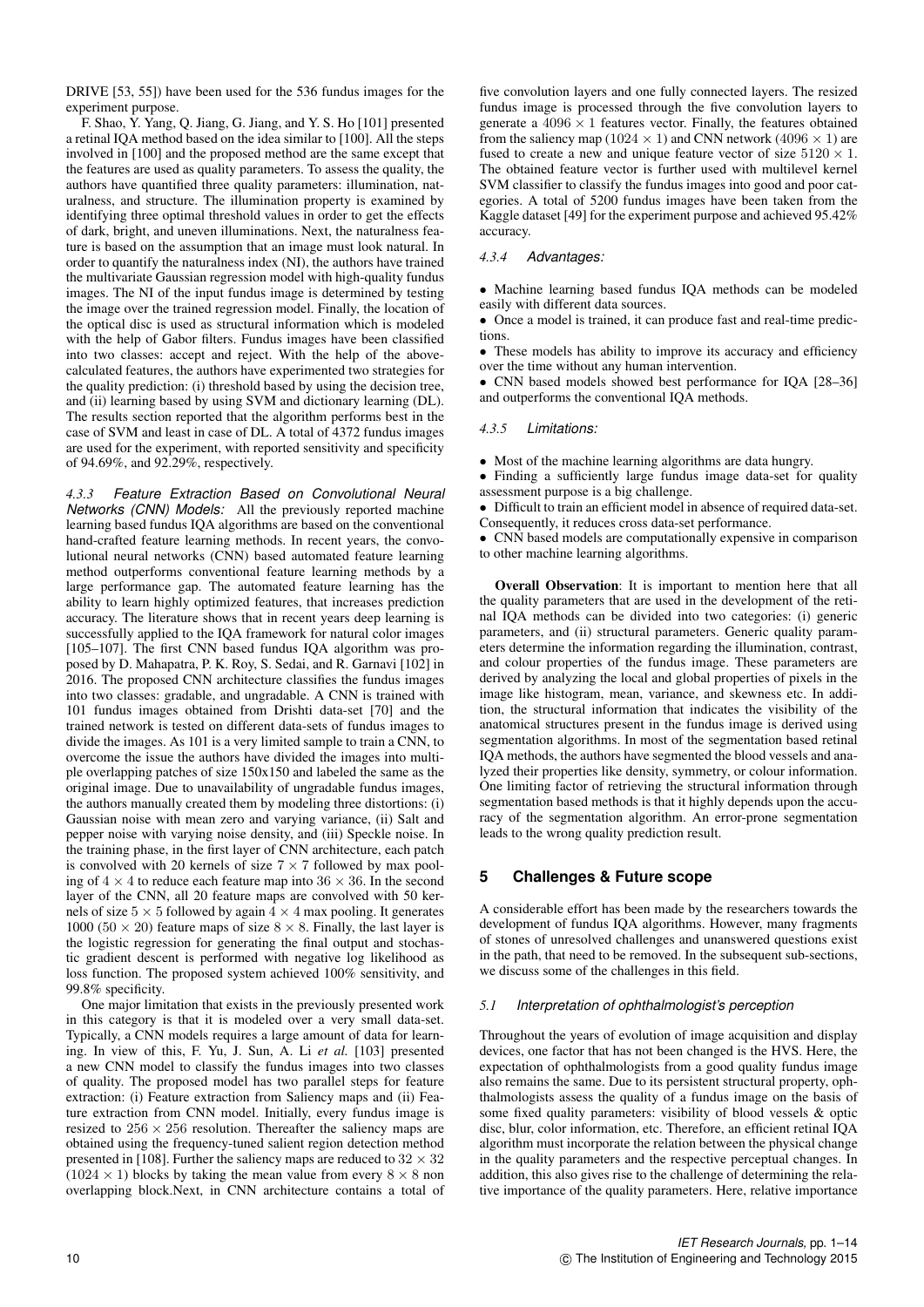DRIVE [53, 55]) have been used for the 536 fundus images for the experiment purpose.

F. Shao, Y. Yang, Q. Jiang, G. Jiang, and Y. S. Ho [101] presented a retinal IQA method based on the idea similar to [100]. All the steps involved in [100] and the proposed method are the same except that the features are used as quality parameters. To assess the quality, the authors have quantified three quality parameters: illumination, naturalness, and structure. The illumination property is examined by identifying three optimal threshold values in order to get the effects of dark, bright, and uneven illuminations. Next, the naturalness feature is based on the assumption that an image must look natural. In order to quantify the naturalness index (NI), the authors have trained the multivariate Gaussian regression model with high-quality fundus images. The NI of the input fundus image is determined by testing the image over the trained regression model. Finally, the location of the optical disc is used as structural information which is modeled with the help of Gabor filters. Fundus images have been classified into two classes: accept and reject. With the help of the above-calculated features, the authors have experimented two strategies for the quality prediction: (i) threshold based by using the decision tree, and (ii) learning based by using SVM and dictionary learning (DL). The results section reported that the algorithm performs best in the case of SVM and least in case of DL. A total of 4372 fundus images are used for the experiment, with reported sensitivity and specificity of 94.69%, and 92.29%, respectively.

#### 4.3.3 Feature Extraction Based on Convolutional Neural Networks (CNN) Models:

All the previously reported machine learning based fundus IQA algorithms are based on the conventional hand-crafted feature learning methods. In recent years, the convolutional neural networks (CNN) based automated feature learning method outperforms conventional feature learning methods by a large performance gap. The automated feature learning has the ability to learn highly optimized features, that increases prediction accuracy. The literature shows that in recent years deep learning is successfully applied to the IQA framework for natural color images [105–107]. The first CNN based fundus IQA algorithm was proposed by D. Mahapatra, P. K. Roy, S. Sedai, and R. Garnavi [102] in 2016. The proposed CNN architecture classifies the fundus images into two classes: gradable, and ungradable. A CNN is trained with 101 fundus images obtained from Drishti data-set [70] and the trained network is tested on different data-sets of fundus images to divide the images. As 101 is a very limited sample to train a CNN, to overcome the issue the authors have divided the images into multiple overlapping patches of size 150x150 and labeled the same as the original image. Due to unavailability of ungradable fundus images, the authors manually created them by modeling three distortions: (i) Gaussian noise with mean zero and varying variance, (ii) Salt and pepper noise with varying noise density, and (iii) Speckle noise. In the training phase, in the first layer of CNN architecture, each patch is convolved with 20 kernels of size $7 \times 7$ followed by max pooling of $4 \times 4$ to reduce each feature map into $36 \times 36$. In the second layer of the CNN, all 20 feature maps are convolved with 50 kernels of size $5 \times 5$ followed by again $4 \times 4$ max pooling. It generates 1000 ($50 \times 20$) feature maps of size $8 \times 8$. Finally, the last layer is the logistic regression for generating the final output and stochastic gradient descent is performed with negative log likelihood as loss function. The proposed system achieved 100% sensitivity, and 99.8% specificity.

One major limitation that exists in the previously presented work in this category is that it is modeled over a very small data-set. Typically, a CNN models requires a large amount of data for learning. In view of this, F. Yu, J. Sun, A. Li *et al.* [103] presented a new CNN model to classify the fundus images into two classes of quality. The proposed model has two parallel steps for feature extraction: (i) Feature extraction from Saliency maps and (ii) Feature extraction from CNN model. Initially, every fundus image is resized to $256 \times 256$ resolution. Thereafter the saliency maps are obtained using the frequency-tuned salient region detection method presented in [108]. Further the saliency maps are reduced to $32 \times 32$ ($1024 \times 1$) blocks by taking the mean value from every $8 \times 8$ non overlapping block.Next, in CNN architecture contains a total of five convolution layers and one fully connected layers. The resized fundus image is processed through the five convolution layers to generate a $4096 \times 1$ features vector. Finally, the features obtained from the saliency map ($1024 \times 1$) and CNN network ($4096 \times 1$) are fused to create a new and unique feature vector of size $5120 \times 1$. The obtained feature vector is further used with multilevel kernel SVM classifier to classify the fundus images into good and poor categories. A total of 5200 fundus images have been taken from the Kaggle dataset [49] for the experiment purpose and achieved 95.42% accuracy.

#### 4.3.4 Advantages:

- Machine learning based fundus IQA methods can be modeled easily with different data sources.
- Once a model is trained, it can produce fast and real-time predictions.
- These models has ability to improve its accuracy and efficiency over the time without any human intervention.
- CNN based models showed best performance for IQA [28–36] and outperforms the conventional IQA methods.

#### 4.3.5 Limitations:

- Most of the machine learning algorithms are data hungry.
- Finding a sufficiently large fundus image data-set for quality assessment purpose is a big challenge.
- Difficult to train an efficient model in absence of required data-set. Consequently, it reduces cross data-set performance.
- CNN based models are computationally expensive in comparison to other machine learning algorithms.

**Overall Observation**: It is important to mention here that all the quality parameters that are used in the development of the retinal IQA methods can be divided into two categories: (i) generic parameters, and (ii) structural parameters. Generic quality parameters determine the information regarding the illumination, contrast, and colour properties of the fundus image. These parameters are derived by analyzing the local and global properties of pixels in the image like histogram, mean, variance, and skewness etc. In addition, the structural information that indicates the visibility of the anatomical structures present in the fundus image is derived using segmentation algorithms. In most of the segmentation based retinal IQA methods, the authors have segmented the blood vessels and analyzed their properties like density, symmetry, or colour information. One limiting factor of retrieving the structural information through segmentation based methods is that it highly depends upon the accuracy of the segmentation algorithm. An error-prone segmentation leads to the wrong quality prediction result.

## 5 Challenges & Future scope

A considerable effort has been made by the researchers towards the development of fundus IQA algorithms. However, many fragments of stones of unresolved challenges and unanswered questions exist in the path, that need to be removed. In the subsequent sub-sections, we discuss some of the challenges in this field.

### 5.1 Interpretation of ophthalmologist's perception

Throughout the years of evolution of image acquisition and display devices, one factor that has not been changed is the HVS. Here, the expectation of ophthalmologists from a good quality fundus image also remains the same. Due to its persistent structural property, ophthalmologists assess the quality of a fundus image on the basis of some fixed quality parameters: visibility of blood vessels & optic disc, blur, color information, etc. Therefore, an efficient retinal IQA algorithm must incorporate the relation between the physical change in the quality parameters and the respective perceptual changes. In addition, this also gives rise to the challenge of determining the relative importance of the quality parameters. Here, relative importance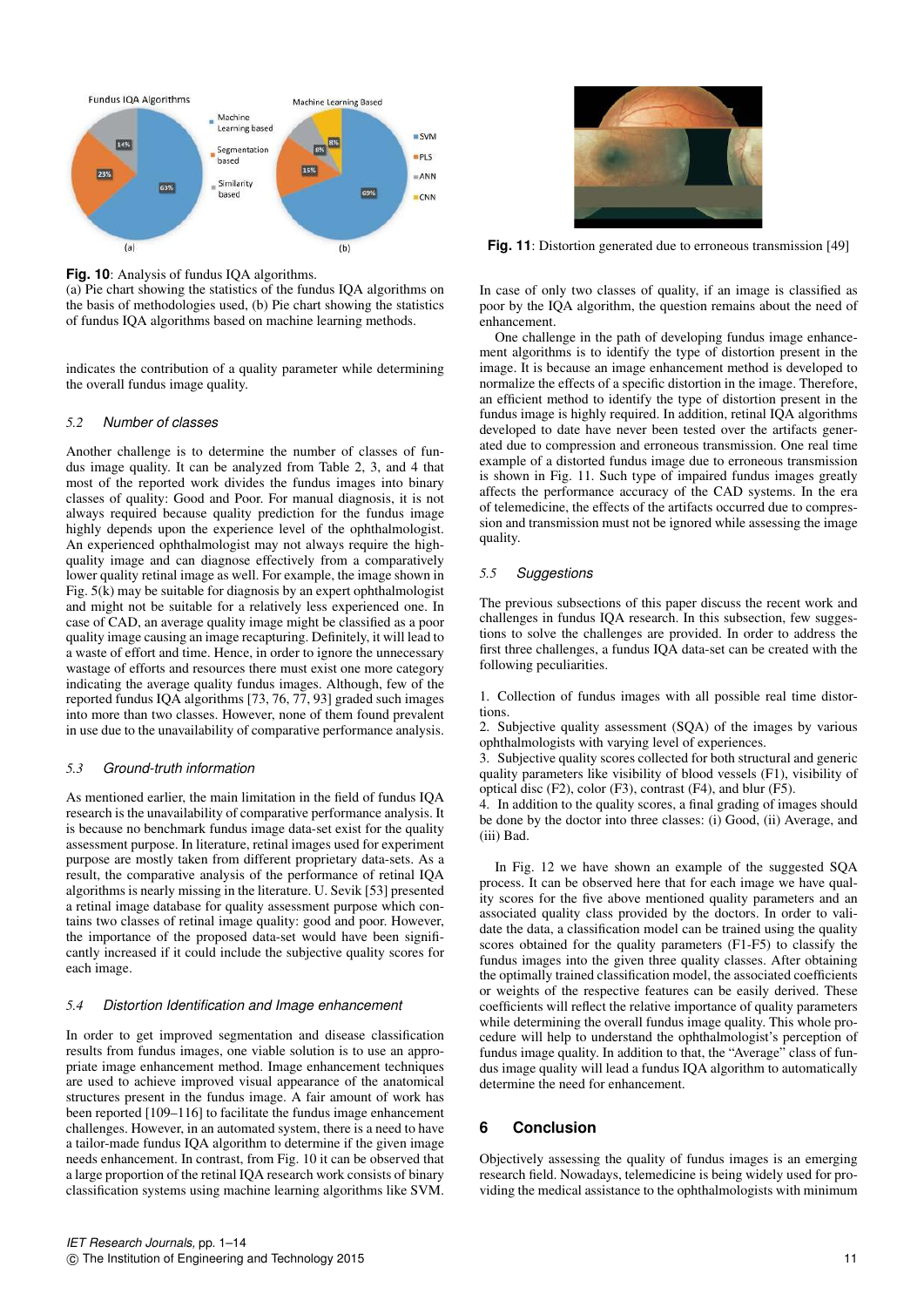**Fig. 10**: Analysis of fundus IQA algorithms.
(a) Pie chart showing the statistics of the fundus IQA algorithms on the basis of methodologies used, (b) Pie chart showing the statistics of fundus IQA algorithms based on machine learning methods.

indicates the contribution of a quality parameter while determining the overall fundus image quality.

### 5.2 Number of classes

Another challenge is to determine the number of classes of fundus image quality. It can be analyzed from Table 2, 3, and 4 that most of the reported work divides the fundus images into binary classes of quality: Good and Poor. For manual diagnosis, it is not always required because quality prediction for the fundus image highly depends upon the experience level of the ophthalmologist. An experienced ophthalmologist may not always require the high-quality image and can diagnose effectively from a comparatively lower quality retinal image as well. For example, the image shown in Fig. 5(k) may be suitable for diagnosis by an expert ophthalmologist and might not be suitable for a relatively less experienced one. In case of CAD, an average quality image might be classified as a poor quality image causing an image recapturing. Definitely, it will lead to a waste of effort and time. Hence, in order to ignore the unnecessary wastage of efforts and resources there must exist one more category indicating the average quality fundus images. Although, few of the reported fundus IQA algorithms [73, 76, 77, 93] graded such images into more than two classes. However, none of them found prevalent in use due to the unavailability of comparative performance analysis.

### 5.3 Ground-truth information

As mentioned earlier, the main limitation in the field of fundus IQA research is the unavailability of comparative performance analysis. It is because no benchmark fundus image data-set exist for the quality assessment purpose. In literature, retinal images used for experiment purpose are mostly taken from different proprietary data-sets. As a result, the comparative analysis of the performance of retinal IQA algorithms is nearly missing in the literature. U. Sevik [53] presented a retinal image database for quality assessment purpose which contains two classes of retinal image quality: good and poor. However, the importance of the proposed data-set would have been significantly increased if it could include the subjective quality scores for each image.

### 5.4 Distortion Identification and Image enhancement

In order to get improved segmentation and disease classification results from fundus images, one viable solution is to use an appropriate image enhancement method. Image enhancement techniques are used to achieve improved visual appearance of the anatomical structures present in the fundus image. A fair amount of work has been reported [109–116] to facilitate the fundus image enhancement challenges. However, in an automated system, there is a need to have a tailor-made fundus IQA algorithm to determine if the given image needs enhancement. In contrast, from Fig. 10 it can be observed that a large proportion of the retinal IQA research work consists of binary classification systems using machine learning algorithms like SVM.

**Fig. 11**: Distortion generated due to erroneous transmission [49]

In case of only two classes of quality, if an image is classified as poor by the IQA algorithm, the question remains about the need of enhancement.

One challenge in the path of developing fundus image enhancement algorithms is to identify the type of distortion present in the image. It is because an image enhancement method is developed to normalize the effects of a specific distortion in the image. Therefore, an efficient method to identify the type of distortion present in the fundus image is highly required. In addition, retinal IQA algorithms developed to date have never been tested over the artifacts generated due to compression and erroneous transmission. One real time example of a distorted fundus image due to erroneous transmission is shown in Fig. 11. Such type of impaired fundus images greatly affects the performance accuracy of the CAD systems. In the era of telemedicine, the effects of the artifacts occurred due to compression and transmission must not be ignored while assessing the image quality.

### 5.5 Suggestions

The previous subsections of this paper discuss the recent work and challenges in fundus IQA research. In this subsection, few suggestions to solve the challenges are provided. In order to address the first three challenges, a fundus IQA data-set can be created with the following peculiarities.

1. Collection of fundus images with all possible real time distortions.
2. Subjective quality assessment (SQA) of the images by various ophthalmologists with varying level of experiences.
3. Subjective quality scores collected for both structural and generic quality parameters like visibility of blood vessels (F1), visibility of optical disc (F2), color (F3), contrast (F4), and blur (F5).
4. In addition to the quality scores, a final grading of images should be done by the doctor into three classes: (i) Good, (ii) Average, and (iii) Bad.

In Fig. 12 we have shown an example of the suggested SQA process. It can be observed here that for each image we have quality scores for the five above mentioned quality parameters and an associated quality class provided by the doctors. In order to validate the data, a classification model can be trained using the quality scores obtained for the quality parameters (F1-F5) to classify the fundus images into the given three quality classes. After obtaining the optimally trained classification model, the associated coefficients or weights of the respective features can be easily derived. These coefficients will reflect the relative importance of quality parameters while determining the overall fundus image quality. This whole procedure will help to understand the ophthalmologist's perception of fundus image quality. In addition to that, the "Average" class of fundus image quality will lead a fundus IQA algorithm to automatically determine the need for enhancement.

## 6 Conclusion

Objectively assessing the quality of fundus images is an emerging research field. Nowadays, telemedicine is being widely used for providing the medical assistance to the ophthalmologists with minimum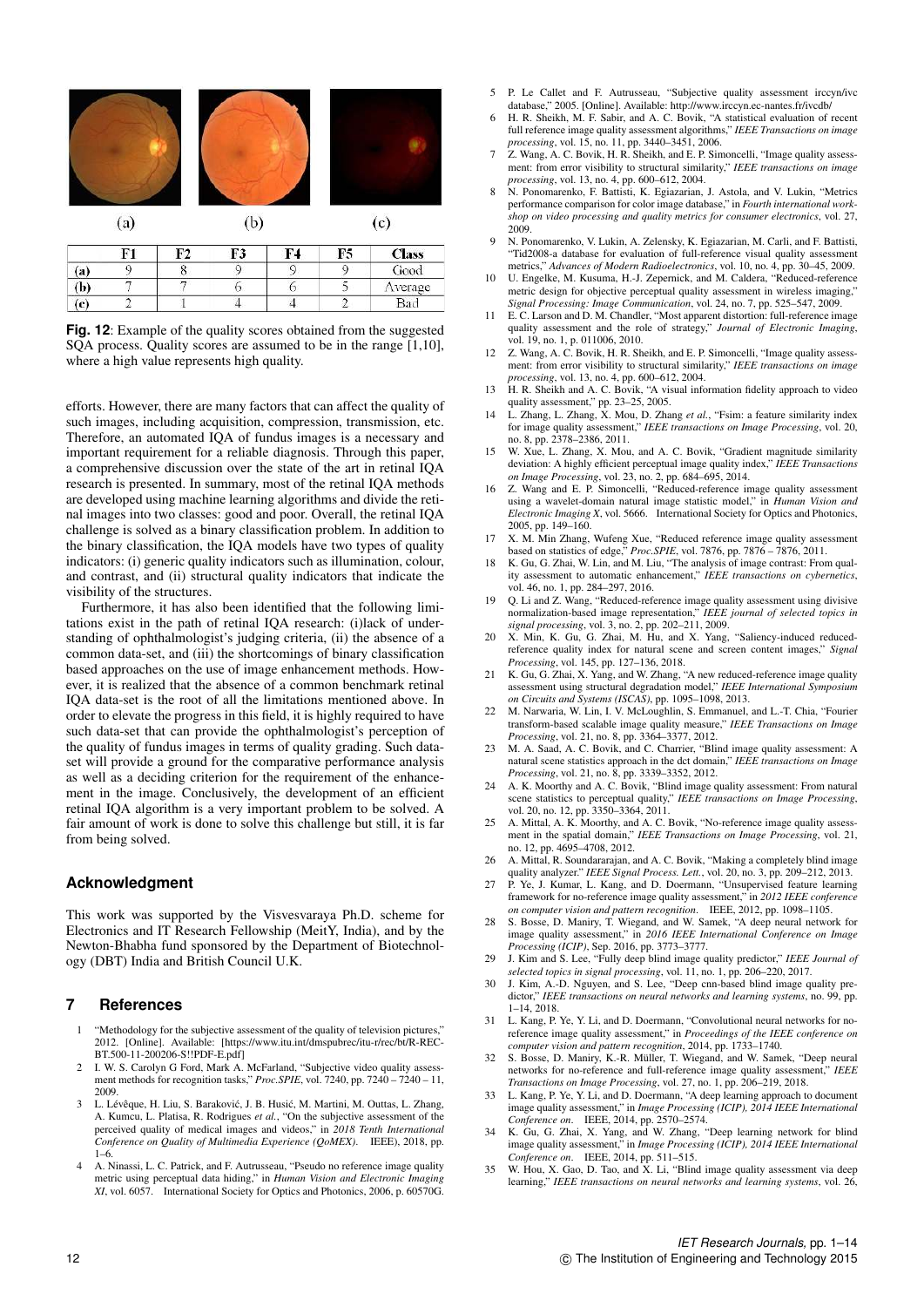(a) (b) (c)

|  | F1 | F2 | F3 | F4 | F5 | Class |
|---|---|---|---|---|---|---|
| (a) | 9 | 8 | 9 | 9 | 9 | Good |
| (b) | 7 | 7 | 6 | 6 | 5 | Average |
| (c) | 2 | 1 | 4 | 4 | 2 | Bad |

**Fig. 12**: Example of the quality scores obtained from the suggested SQA process. Quality scores are assumed to be in the range [1,10], where a high value represents high quality.

efforts. However, there are many factors that can affect the quality of such images, including acquisition, compression, transmission, etc. Therefore, an automated IQA of fundus images is a necessary and important requirement for a reliable diagnosis. Through this paper, a comprehensive discussion over the state of the art in retinal IQA research is presented. In summary, most of the retinal IQA methods are developed using machine learning algorithms and divide the retinal images into two classes: good and poor. Overall, the retinal IQA challenge is solved as a binary classification problem. In addition to the binary classification, the IQA models have two types of quality indicators: (i) generic quality indicators such as illumination, colour, and contrast, and (ii) structural quality indicators that indicate the visibility of the structures.

Furthermore, it has also been identified that the following limitations exist in the path of retinal IQA research: (i)lack of understanding of ophthalmologist's judging criteria, (ii) the absence of a common data-set, and (iii) the shortcomings of binary classification based approaches on the use of image enhancement methods. However, it is realized that the absence of a common benchmark retinal IQA data-set is the root of all the limitations mentioned above. In order to elevate the progress in this field, it is highly required to have such data-set that can provide the ophthalmologist's perception of the quality of fundus images in terms of quality grading. Such data-set will provide a ground for the comparative performance analysis as well as a deciding criterion for the requirement of the enhancement in the image. Conclusively, the development of an efficient retinal IQA algorithm is a very important problem to be solved. A fair amount of work is done to solve this challenge but still, it is far from being solved.

## Acknowledgment

This work was supported by the Visvesvaraya Ph.D. scheme for Electronics and IT Research Fellowship (MeitY, India), and by the Newton-Bhabha fund sponsored by the Department of Biotechnology (DBT) India and British Council U.K.

## 7 References

1. "Methodology for the subjective assessment of the quality of television pictures," 2012. [Online]. Available: [https://www.itu.int/dmspubrec/itu-r/rec/bt/R-REC-BT.500-11-200206-S!!PDF-E.pdf]
2. I. W. S. Carolyn G Ford, Mark A. McFarland, "Subjective video quality assessment methods for recognition tasks," *Proc.SPIE*, vol. 7240, pp. 7240 – 7240 – 11, 2009.
3. L. Lévêque, H. Liu, S. Baraković, J. B. Husić, M. Martini, M. Outtas, L. Zhang, A. Kumcu, L. Platisa, R. Rodrigues *et al.*, "On the subjective assessment of the perceived quality of medical images and videos," in *2018 Tenth International Conference on Quality of Multimedia Experience (QoMEX)*. IEEE), 2018, pp. 1–6.
4. A. Ninassi, L. C. Patrick, and F. Autrusseau, "Pseudo no reference image quality metric using perceptual data hiding," in *Human Vision and Electronic Imaging XI*, vol. 6057. International Society for Optics and Photonics, 2006, p. 60570G.
5. P. Le Callet and F. Autrusseau, "Subjective quality assessment irccyn/ivc database," 2005. [Online]. Available: http://www.irccyn.ec-nantes.fr/ivcdb/
6. H. R. Sheikh, M. F. Sabir, and A. C. Bovik, "A statistical evaluation of recent full reference image quality assessment algorithms," *IEEE Transactions on image processing*, vol. 15, no. 11, pp. 3440–3451, 2006.
7. Z. Wang, A. C. Bovik, H. R. Sheikh, and E. P. Simoncelli, "Image quality assessment: from error visibility to structural similarity," *IEEE transactions on image processing*, vol. 13, no. 4, pp. 600–612, 2004.
8. N. Ponomarenko, F. Battisti, K. Egiazarian, J. Astola, and V. Lukin, "Metrics performance comparison for color image database," in *Fourth international workshop on video processing and quality metrics for consumer electronics*, vol. 27, 2009.
9. N. Ponomarenko, V. Lukin, A. Zelensky, K. Egiazarian, M. Carli, and F. Battisti, "Tid2008-a database for evaluation of full-reference visual quality assessment metrics," *Advances of Modern Radioelectronics*, vol. 10, no. 4, pp. 30–45, 2009.
10. U. Engelke, M. Kusuma, H.-J. Zepernick, and M. Caldera, "Reduced-reference metric design for objective perceptual quality assessment in wireless imaging," *Signal Processing: Image Communication*, vol. 24, no. 7, pp. 525–547, 2009.
11. E. C. Larson and D. M. Chandler, "Most apparent distortion: full-reference image quality assessment and the role of strategy," *Journal of Electronic Imaging*, vol. 19, no. 1, p. 011006, 2010.
12. Z. Wang, A. C. Bovik, H. R. Sheikh, and E. P. Simoncelli, "Image quality assessment: from error visibility to structural similarity," *IEEE transactions on image processing*, vol. 13, no. 4, pp. 600–612, 2004.
13. H. R. Sheikh and A. C. Bovik, "A visual information fidelity approach to video quality assessment," pp. 23–25, 2005.
14. L. Zhang, L. Zhang, X. Mou, D. Zhang *et al.*, "Fsim: a feature similarity index for image quality assessment," *IEEE transactions on Image Processing*, vol. 20, no. 8, pp. 2378–2386, 2011.
15. W. Xue, L. Zhang, X. Mou, and A. C. Bovik, "Gradient magnitude similarity deviation: A highly efficient perceptual image quality index," *IEEE Transactions on Image Processing*, vol. 23, no. 2, pp. 684–695, 2014.
16. Z. Wang and E. P. Simoncelli, "Reduced-reference image quality assessment using a wavelet-domain natural image statistic model," in *Human Vision and Electronic Imaging X*, vol. 5666. International Society for Optics and Photonics, 2005, pp. 149–160.
17. X. M. Min Zhang, Wufeng Xue, "Reduced reference image quality assessment based on statistics of edge," *Proc.SPIE*, vol. 7876, pp. 7876 – 7876, 2011.
18. K. Gu, G. Zhai, W. Lin, and M. Liu, "The analysis of image contrast: From quality assessment to automatic enhancement," *IEEE transactions on cybernetics*, vol. 46, no. 1, pp. 284–297, 2016.
19. Q. Li and Z. Wang, "Reduced-reference image quality assessment using divisive normalization-based image representation," *IEEE journal of selected topics in signal processing*, vol. 3, no. 2, pp. 202–211, 2009.
20. X. Min, K. Gu, G. Zhai, M. Hu, and X. Yang, "Saliency-induced reduced-reference quality index for natural scene and screen content images," *Signal Processing*, vol. 145, pp. 127–136, 2018.
21. K. Gu, G. Zhai, X. Yang, and W. Zhang, "A new reduced-reference image quality assessment using structural degradation model," *IEEE International Symposium on Circuits and Systems (ISCAS)*, pp. 1095–1098, 2013.
22. M. Narwaria, W. Lin, I. V. McLoughlin, S. Emmanuel, and L.-T. Chia, "Fourier transform-based scalable image quality measure," *IEEE Transactions on Image Processing*, vol. 21, no. 8, pp. 3364–3377, 2012.
23. M. A. Saad, A. C. Bovik, and C. Charrier, "Blind image quality assessment: A natural scene statistics approach in the dct domain," *IEEE transactions on Image Processing*, vol. 21, no. 8, pp. 3339–3352, 2012.
24. A. K. Moorthy and A. C. Bovik, "Blind image quality assessment: From natural scene statistics to perceptual quality," *IEEE transactions on Image Processing*, vol. 20, no. 12, pp. 3350–3364, 2011.
25. A. Mittal, A. K. Moorthy, and A. C. Bovik, "No-reference image quality assessment in the spatial domain," *IEEE Transactions on Image Processing*, vol. 21, no. 12, pp. 4695–4708, 2012.
26. A. Mittal, R. Soundararajan, and A. C. Bovik, "Making a completely blind image quality analyzer." *IEEE Signal Process. Lett.*, vol. 20, no. 3, pp. 209–212, 2013.
27. P. Ye, J. Kumar, L. Kang, and D. Doermann, "Unsupervised feature learning framework for no-reference image quality assessment," in *2012 IEEE conference on computer vision and pattern recognition*. IEEE, 2012, pp. 1098–1105.
28. S. Bosse, D. Maniry, T. Wiegand, and W. Samek, "A deep neural network for image quality assessment," in *2016 IEEE International Conference on Image Processing (ICIP)*, Sep. 2016, pp. 3773–3777.
29. J. Kim and S. Lee, "Fully deep blind image quality predictor," *IEEE Journal of selected topics in signal processing*, vol. 11, no. 1, pp. 206–220, 2017.
30. J. Kim, A.-D. Nguyen, and S. Lee, "Deep cnn-based blind image quality predictor," *IEEE transactions on neural networks and learning systems*, no. 99, pp. 1–14, 2018.
31. L. Kang, P. Ye, Y. Li, and D. Doermann, "Convolutional neural networks for no-reference image quality assessment," in *Proceedings of the IEEE conference on computer vision and pattern recognition*, 2014, pp. 1733–1740.
32. S. Bosse, D. Maniry, K.-R. Müller, T. Wiegand, and W. Samek, "Deep neural networks for no-reference and full-reference image quality assessment," *IEEE Transactions on Image Processing*, vol. 27, no. 1, pp. 206–219, 2018.
33. L. Kang, P. Ye, Y. Li, and D. Doermann, "A deep learning approach to document image quality assessment," in *Image Processing (ICIP), 2014 IEEE International Conference on*. IEEE, 2014, pp. 2570–2574.
34. K. Gu, G. Zhai, X. Yang, and W. Zhang, "Deep learning network for blind image quality assessment," in *Image Processing (ICIP), 2014 IEEE International Conference on*. IEEE, 2014, pp. 511–515.
35. W. Hou, X. Gao, D. Tao, and X. Li, "Blind image quality assessment via deep learning," *IEEE transactions on neural networks and learning systems*, vol. 26,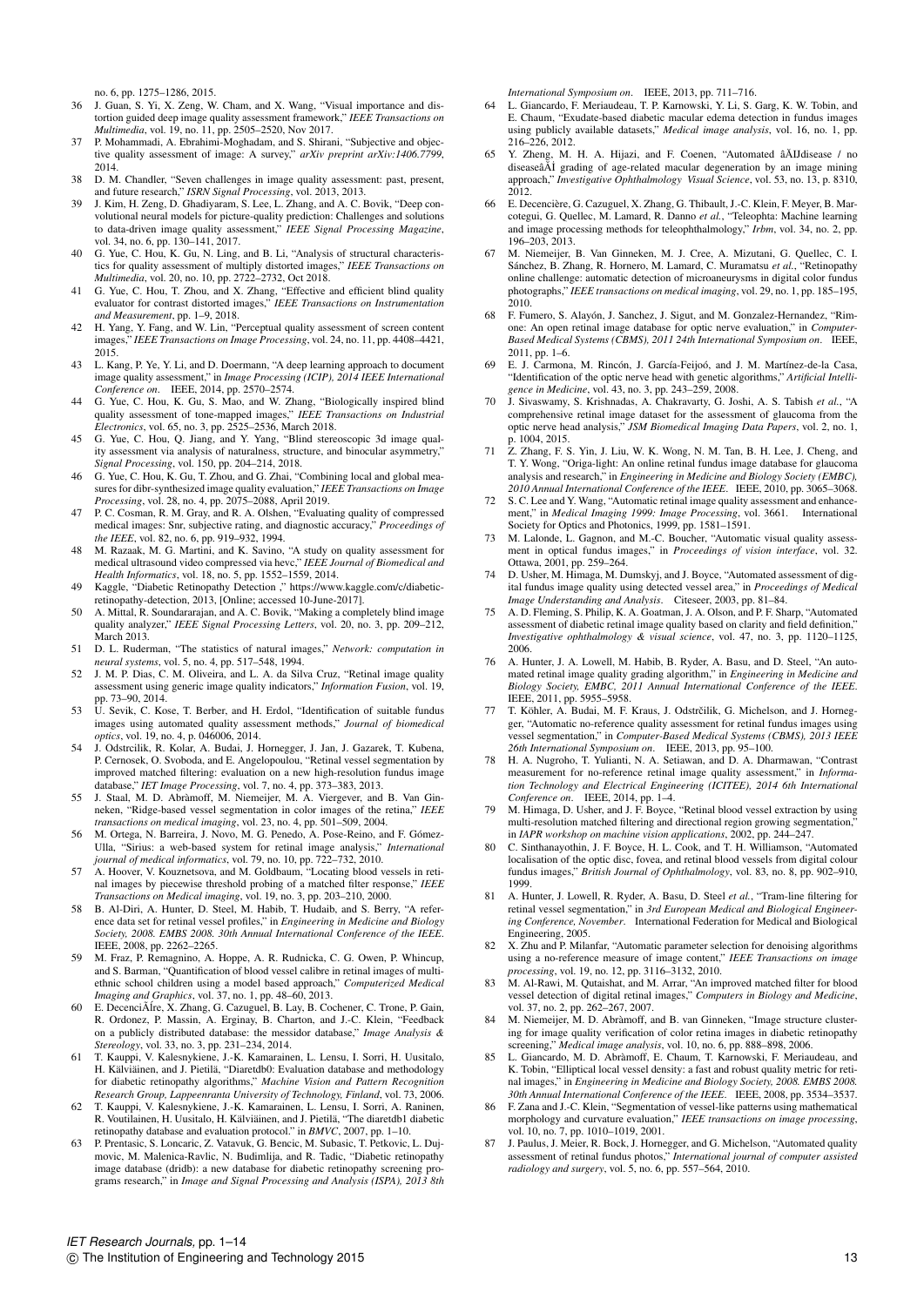no. 6, pp. 1275–1286, 2015.

36 J. Guan, S. Yi, X. Zeng, W. Cham, and X. Wang, "Visual importance and distortion guided deep image quality assessment framework," *IEEE Transactions on Multimedia*, vol. 19, no. 11, pp. 2505–2520, Nov 2017.

37 P. Mohammadi, A. Ebrahimi-Moghadam, and S. Shirani, "Subjective and objective quality assessment of image: A survey," *arXiv preprint arXiv:1406.7799*, 2014.

38 D. M. Chandler, "Seven challenges in image quality assessment: past, present, and future research," *ISRN Signal Processing*, vol. 2013, 2013.

39 J. Kim, H. Zeng, D. Ghadiyaram, S. Lee, L. Zhang, and A. C. Bovik, "Deep convolutional neural models for picture-quality prediction: Challenges and solutions to data-driven image quality assessment," *IEEE Signal Processing Magazine*, vol. 34, no. 6, pp. 130–141, 2017.

40 G. Yue, C. Hou, K. Gu, N. Ling, and B. Li, "Analysis of structural characteristics for quality assessment of multiply distorted images," *IEEE Transactions on Multimedia*, vol. 20, no. 10, pp. 2722–2732, Oct 2018.

41 G. Yue, C. Hou, T. Zhou, and X. Zhang, "Effective and efficient blind quality evaluator for contrast distorted images," *IEEE Transactions on Instrumentation and Measurement*, pp. 1–9, 2018.

42 H. Yang, Y. Fang, and W. Lin, "Perceptual quality assessment of screen content images," *IEEE Transactions on Image Processing*, vol. 24, no. 11, pp. 4408–4421, 2015.

43 L. Kang, P. Ye, Y. Li, and D. Doermann, "A deep learning approach to document image quality assessment," in *Image Processing (ICIP), 2014 IEEE International Conference on*. IEEE, 2014, pp. 2570–2574.

44 G. Yue, C. Hou, K. Gu, S. Mao, and W. Zhang, "Biologically inspired blind quality assessment of tone-mapped images," *IEEE Transactions on Industrial Electronics*, vol. 65, no. 3, pp. 2525–2536, March 2018.

45 G. Yue, C. Hou, Q. Jiang, and Y. Yang, "Blind stereoscopic 3d image quality assessment via analysis of naturalness, structure, and binocular asymmetry," *Signal Processing*, vol. 150, pp. 204–214, 2018.

46 G. Yue, C. Hou, K. Gu, T. Zhou, and G. Zhai, "Combining local and global measures for dibr-synthesized image quality evaluation," *IEEE Transactions on Image Processing*, vol. 28, no. 4, pp. 2075–2088, April 2019.

47 P. C. Cosman, R. M. Gray, and R. A. Olshen, "Evaluating quality of compressed medical images: Snr, subjective rating, and diagnostic accuracy," *Proceedings of the IEEE*, vol. 82, no. 6, pp. 919–932, 1994.

48 M. Razaak, M. G. Martini, and K. Savino, "A study on quality assessment for medical ultrasound video compressed via hevc," *IEEE Journal of Biomedical and Health Informatics*, vol. 18, no. 5, pp. 1552–1559, 2014.

49 Kaggle, "Diabetic Retinopathy Detection ," https://www.kaggle.com/c/diabetic-retinopathy-detection, 2013, [Online; accessed 10-June-2017].

50 A. Mittal, R. Soundararajan, and A. C. Bovik, "Making a completely blind image quality analyzer," *IEEE Signal Processing Letters*, vol. 20, no. 3, pp. 209–212, March 2013.

51 D. L. Ruderman, "The statistics of natural images," *Network: computation in neural systems*, vol. 5, no. 4, pp. 517–548, 1994.

52 J. M. P. Dias, C. M. Oliveira, and L. A. da Silva Cruz, "Retinal image quality assessment using generic image quality indicators," *Information Fusion*, vol. 19, pp. 73–90, 2014.

53 U. Sevik, C. Kose, T. Berber, and H. Erdol, "Identification of suitable fundus images using automated quality assessment methods," *Journal of biomedical optics*, vol. 19, no. 4, p. 046006, 2014.

54 J. Odstrcilik, R. Kolar, A. Budai, J. Hornegger, J. Jan, J. Gazarek, T. Kubena, P. Cernosek, O. Svoboda, and E. Angelopoulou, "Retinal vessel segmentation by improved matched filtering: evaluation on a new high-resolution fundus image database," *IET Image Processing*, vol. 7, no. 4, pp. 373–383, 2013.

55 J. Staal, M. D. Abràmoff, M. Niemeijer, M. A. Viergever, and B. Van Ginneken, "Ridge-based vessel segmentation in color images of the retina," *IEEE transactions on medical imaging*, vol. 23, no. 4, pp. 501–509, 2004.

56 M. Ortega, N. Barreira, J. Novo, M. G. Penedo, A. Pose-Reino, and F. Gómez-Ulla, "Sirius: a web-based system for retinal image analysis," *International journal of medical informatics*, vol. 79, no. 10, pp. 722–732, 2010.

57 A. Hoover, V. Kouznetsova, and M. Goldbaum, "Locating blood vessels in retinal images by piecewise threshold probing of a matched filter response," *IEEE Transactions on Medical imaging*, vol. 19, no. 3, pp. 203–210, 2000.

58 B. Al-Diri, A. Hunter, D. Steel, M. Habib, T. Hudaib, and S. Berry, "A reference data set for retinal vessel profiles," in *Engineering in Medicine and Biology Society, 2008. EMBS 2008. 30th Annual International Conference of the IEEE*. IEEE, 2008, pp. 2262–2265.

59 M. Fraz, P. Remagnino, A. Hoppe, A. R. Rudnicka, C. G. Owen, P. Whincup, and S. Barman, "Quantification of blood vessel calibre in retinal images of multi-ethnic school children using a model based approach," *Computerized Medical Imaging and Graphics*, vol. 37, no. 1, pp. 48–60, 2013.

60 E. DecenciÃĺre, X. Zhang, G. Cazuguel, B. Lay, B. Cochener, C. Trone, P. Gain, R. Ordonez, P. Massin, A. Erginay, B. Charton, and J.-C. Klein, "Feedback on a publicly distributed database: the messidor database," *Image Analysis & Stereology*, vol. 33, no. 3, pp. 231–234, 2014.

61 T. Kauppi, V. Kalesnykiene, J.-K. Kamarainen, L. Lensu, I. Sorri, H. Uusitalo, H. Kälviäinen, and J. Pietilä, "Diaretdb0: Evaluation database and methodology for diabetic retinopathy algorithms," *Machine Vision and Pattern Recognition Research Group, Lappeenranta University of Technology, Finland*, vol. 73, 2006.

62 T. Kauppi, V. Kalesnykiene, J.-K. Kamarainen, L. Lensu, I. Sorri, A. Raninen, R. Voutilainen, H. Uusitalo, H. Kälviäinen, and J. Pietilä, "The diaretdb1 diabetic retinopathy database and evaluation protocol." in *BMVC*, 2007, pp. 1–10.

63 P. Prentasic, S. Loncaric, Z. Vatavuk, G. Bencic, M. Subasic, T. Petkovic, L. Dujmovic, M. Malenica-Ravlic, N. Budimlija, and R. Tadic, "Diabetic retinopathy image database (dridb): a new database for diabetic retinopathy screening programs research," in *Image and Signal Processing and Analysis (ISPA), 2013 8th International Symposium on*. IEEE, 2013, pp. 711–716.

64 L. Giancardo, F. Meriaudeau, T. P. Karnowski, Y. Li, S. Garg, K. W. Tobin, and E. Chaum, "Exudate-based diabetic macular edema detection in fundus images using publicly available datasets," *Medical image analysis*, vol. 16, no. 1, pp. 216–226, 2012.

65 Y. Zheng, M. H. A. Hijazi, and F. Coenen, "Automated âĂIJdisease / no diseaseâĂİ grading of age-related macular degeneration by an image mining approach," *Investigative Ophthalmology Visual Science*, vol. 53, no. 13, p. 8310, 2012.

66 E. Decencière, G. Cazuguel, X. Zhang, G. Thibault, J.-C. Klein, F. Meyer, B. Marcotegui, G. Quellec, M. Lamard, R. Danno *et al.*, "Teleophta: Machine learning and image processing methods for teleophthalmology," *Irbm*, vol. 34, no. 2, pp. 196–203, 2013.

67 M. Niemeijer, B. Van Ginneken, M. J. Cree, A. Mizutani, G. Quellec, C. I. Sánchez, B. Zhang, R. Hornero, M. Lamard, C. Muramatsu *et al.*, "Retinopathy online challenge: automatic detection of microaneurysms in digital color fundus photographs," *IEEE transactions on medical imaging*, vol. 29, no. 1, pp. 185–195, 2010.

68 F. Fumero, S. Alayón, J. Sanchez, J. Sigut, and M. Gonzalez-Hernandez, "Rim-one: An open retinal image database for optic nerve evaluation," in *Computer-Based Medical Systems (CBMS), 2011 24th International Symposium on*. IEEE, 2011, pp. 1–6.

69 E. J. Carmona, M. Rincón, J. García-Feijoó, and J. M. Martínez-de-la Casa, "Identification of the optic nerve head with genetic algorithms," *Artificial Intelligence in Medicine*, vol. 43, no. 3, pp. 243–259, 2008.

70 J. Sivaswamy, S. Krishnadas, A. Chakravarty, G. Joshi, A. S. Tabish *et al.*, "A comprehensive retinal image dataset for the assessment of glaucoma from the optic nerve head analysis," *JSM Biomedical Imaging Data Papers*, vol. 2, no. 1, p. 1004, 2015.

71 Z. Zhang, F. S. Yin, J. Liu, W. K. Wong, N. M. Tan, B. H. Lee, J. Cheng, and T. Y. Wong, "Origa-light: An online retinal fundus image database for glaucoma analysis and research," in *Engineering in Medicine and Biology Society (EMBC), 2010 Annual International Conference of the IEEE*. IEEE, 2010, pp. 3065–3068.

72 S. C. Lee and Y. Wang, "Automatic retinal image quality assessment and enhancement," in *Medical Imaging 1999: Image Processing*, vol. 3661. International Society for Optics and Photonics, 1999, pp. 1581–1591.

73 M. Lalonde, L. Gagnon, and M.-C. Boucher, "Automatic visual quality assessment in optical fundus images," in *Proceedings of vision interface*, vol. 32. Ottawa, 2001, pp. 259–264.

74 D. Usher, M. Himaga, M. Dumskyj, and J. Boyce, "Automated assessment of digital fundus image quality using detected vessel area," in *Proceedings of Medical Image Understanding and Analysis*. Citeseer, 2003, pp. 81–84.

75 A. D. Fleming, S. Philip, K. A. Goatman, J. A. Olson, and P. F. Sharp, "Automated assessment of diabetic retinal image quality based on clarity and field definition," *Investigative ophthalmology & visual science*, vol. 47, no. 3, pp. 1120–1125, 2006.

76 A. Hunter, J. A. Lowell, M. Habib, B. Ryder, A. Basu, and D. Steel, "An automated retinal image quality grading algorithm," in *Engineering in Medicine and Biology Society, EMBC, 2011 Annual International Conference of the IEEE*. IEEE, 2011, pp. 5955–5958.

77 T. Köhler, A. Budai, M. F. Kraus, J. Odstrčilik, G. Michelson, and J. Hornegger, "Automatic no-reference quality assessment for retinal fundus images using vessel segmentation," in *Computer-Based Medical Systems (CBMS), 2013 IEEE 26th International Symposium on*. IEEE, 2013, pp. 95–100.

78 H. A. Nugroho, T. Yulianti, N. A. Setiawan, and D. A. Dharmawan, "Contrast measurement for no-reference retinal image quality assessment," in *Information Technology and Electrical Engineering (ICITEE), 2014 6th International Conference on*. IEEE, 2014, pp. 1–4.

79 M. Himaga, D. Usher, and J. F. Boyce, "Retinal blood vessel extraction by using multi-resolution matched filtering and directional region growing segmentation," in *IAPR workshop on machine vision applications*, 2002, pp. 244–247.

80 C. Sinthanayothin, J. F. Boyce, H. L. Cook, and T. H. Williamson, "Automated localisation of the optic disc, fovea, and retinal blood vessels from digital colour fundus images," *British Journal of Ophthalmology*, vol. 83, no. 8, pp. 902–910, 1999.

81 A. Hunter, J. Lowell, R. Ryder, A. Basu, D. Steel *et al.*, "Tram-line filtering for retinal vessel segmentation," in *3rd European Medical and Biological Engineering Conference, November*. International Federation for Medical and Biological Engineering, 2005.

82 X. Zhu and P. Milanfar, "Automatic parameter selection for denoising algorithms using a no-reference measure of image content," *IEEE Transactions on image processing*, vol. 19, no. 12, pp. 3116–3132, 2010.

83 M. Al-Rawi, M. Qutaishat, and M. Arrar, "An improved matched filter for blood vessel detection of digital retinal images," *Computers in Biology and Medicine*, vol. 37, no. 2, pp. 262–267, 2007.

84 M. Niemeijer, M. D. Abràmoff, and B. van Ginneken, "Image structure clustering for image quality verification of color retina images in diabetic retinopathy screening," *Medical image analysis*, vol. 10, no. 6, pp. 888–898, 2006.

85 L. Giancardo, M. D. Abràmoff, E. Chaum, T. Karnowski, F. Meriaudeau, and K. Tobin, "Elliptical local vessel density: a fast and robust quality metric for retinal images," in *Engineering in Medicine and Biology Society, 2008. EMBS 2008. 30th Annual International Conference of the IEEE*. IEEE, 2008, pp. 3534–3537.

86 F. Zana and J.-C. Klein, "Segmentation of vessel-like patterns using mathematical morphology and curvature evaluation," *IEEE transactions on image processing*, vol. 10, no. 7, pp. 1010–1019, 2001.

87 J. Paulus, J. Meier, R. Bock, J. Hornegger, and G. Michelson, "Automated quality assessment of retinal fundus photos," *International journal of computer assisted radiology and surgery*, vol. 5, no. 6, pp. 557–564, 2010.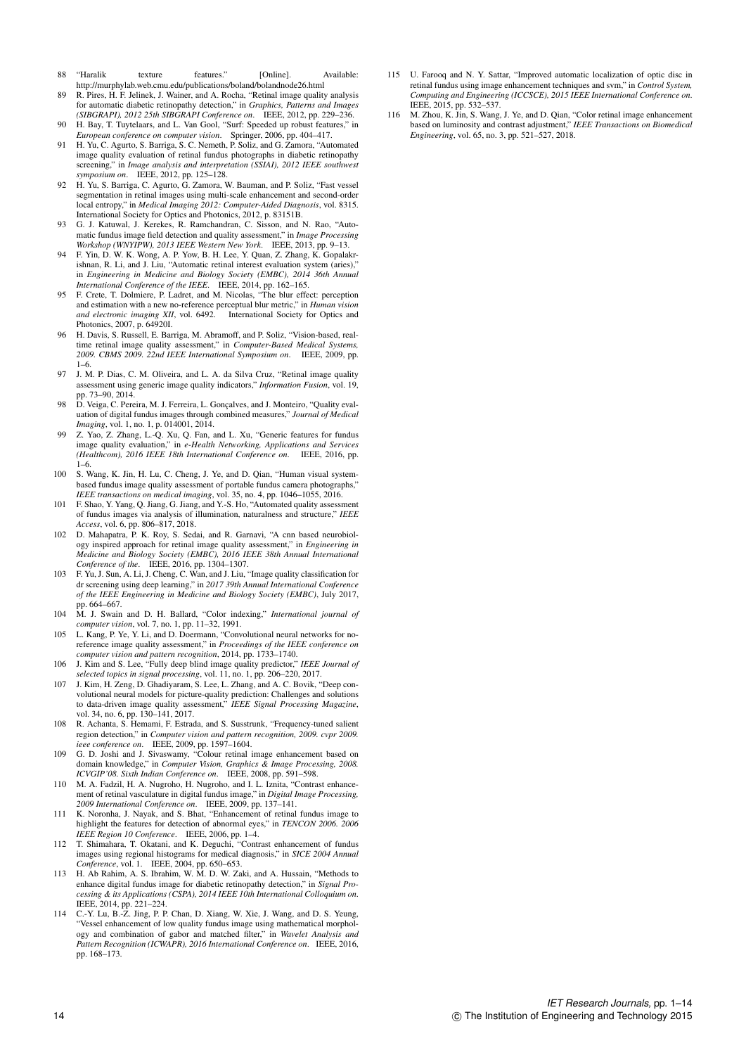88 "Haralik texture features." [Online]. Available: http://murphylab.web.cmu.edu/publications/boland/bolandnode26.html

89 R. Pires, H. F. Jelinek, J. Wainer, and A. Rocha, "Retinal image quality analysis for automatic diabetic retinopathy detection," in *Graphics, Patterns and Images (SIBGRAPI), 2012 25th SIBGRAPI Conference on*. IEEE, 2012, pp. 229–236.

90 H. Bay, T. Tuytelaars, and L. Van Gool, "Surf: Speeded up robust features," in *European conference on computer vision*. Springer, 2006, pp. 404–417.

91 H. Yu, C. Agurto, S. Barriga, S. C. Nemeth, P. Soliz, and G. Zamora, "Automated image quality evaluation of retinal fundus photographs in diabetic retinopathy screening," in *Image analysis and interpretation (SSIAI), 2012 IEEE southwest symposium on*. IEEE, 2012, pp. 125–128.

92 H. Yu, S. Barriga, C. Agurto, G. Zamora, W. Bauman, and P. Soliz, "Fast vessel segmentation in retinal images using multi-scale enhancement and second-order local entropy," in *Medical Imaging 2012: Computer-Aided Diagnosis*, vol. 8315. International Society for Optics and Photonics, 2012, p. 83151B.

93 G. J. Katuwal, J. Kerekes, R. Ramchandran, C. Sisson, and N. Rao, "Automatic fundus image field detection and quality assessment," in *Image Processing Workshop (WNYIPW), 2013 IEEE Western New York*. IEEE, 2013, pp. 9–13.

94 F. Yin, D. W. K. Wong, A. P. Yow, B. H. Lee, Y. Quan, Z. Zhang, K. Gopalakrishnan, R. Li, and J. Liu, "Automatic retinal interest evaluation system (aries)," in *Engineering in Medicine and Biology Society (EMBC), 2014 36th Annual International Conference of the IEEE*. IEEE, 2014, pp. 162–165.

95 F. Crete, T. Dolmiere, P. Ladret, and M. Nicolas, "The blur effect: perception and estimation with a new no-reference perceptual blur metric," in *Human vision and electronic imaging XII*, vol. 6492. International Society for Optics and Photonics, 2007, p. 64920I.

96 H. Davis, S. Russell, E. Barriga, M. Abramoff, and P. Soliz, "Vision-based, real-time retinal image quality assessment," in *Computer-Based Medical Systems, 2009. CBMS 2009. 22nd IEEE International Symposium on*. IEEE, 2009, pp. 1–6.

97 J. M. P. Dias, C. M. Oliveira, and L. A. da Silva Cruz, "Retinal image quality assessment using generic image quality indicators," *Information Fusion*, vol. 19, pp. 73–90, 2014.

98 D. Veiga, C. Pereira, M. J. Ferreira, L. Gonçalves, and J. Monteiro, "Quality evaluation of digital fundus images through combined measures," *Journal of Medical Imaging*, vol. 1, no. 1, p. 014001, 2014.

99 Z. Yao, Z. Zhang, L.-Q. Xu, Q. Fan, and L. Xu, "Generic features for fundus image quality evaluation," in *e-Health Networking, Applications and Services (Healthcom), 2016 IEEE 18th International Conference on*. IEEE, 2016, pp. 1–6.

100 S. Wang, K. Jin, H. Lu, C. Cheng, J. Ye, and D. Qian, "Human visual system-based fundus image quality assessment of portable fundus camera photographs," *IEEE transactions on medical imaging*, vol. 35, no. 4, pp. 1046–1055, 2016.

101 F. Shao, Y. Yang, Q. Jiang, G. Jiang, and Y.-S. Ho, "Automated quality assessment of fundus images via analysis of illumination, naturalness and structure," *IEEE Access*, vol. 6, pp. 806–817, 2018.

102 D. Mahapatra, P. K. Roy, S. Sedai, and R. Garnavi, "A cnn based neurobiology inspired approach for retinal image quality assessment," in *Engineering in Medicine and Biology Society (EMBC), 2016 IEEE 38th Annual International Conference of the*. IEEE, 2016, pp. 1304–1307.

103 F. Yu, J. Sun, A. Li, J. Cheng, C. Wan, and J. Liu, "Image quality classification for dr screening using deep learning," in *2017 39th Annual International Conference of the IEEE Engineering in Medicine and Biology Society (EMBC)*, July 2017, pp. 664–667.

104 M. J. Swain and D. H. Ballard, "Color indexing," *International journal of computer vision*, vol. 7, no. 1, pp. 11–32, 1991.

105 L. Kang, P. Ye, Y. Li, and D. Doermann, "Convolutional neural networks for no-reference image quality assessment," in *Proceedings of the IEEE conference on computer vision and pattern recognition*, 2014, pp. 1733–1740.

106 J. Kim and S. Lee, "Fully deep blind image quality predictor," *IEEE Journal of selected topics in signal processing*, vol. 11, no. 1, pp. 206–220, 2017.

107 J. Kim, H. Zeng, D. Ghadiyaram, S. Lee, L. Zhang, and A. C. Bovik, "Deep convolutional neural models for picture-quality prediction: Challenges and solutions to data-driven image quality assessment," *IEEE Signal Processing Magazine*, vol. 34, no. 6, pp. 130–141, 2017.

108 R. Achanta, S. Hemami, F. Estrada, and S. Susstrunk, "Frequency-tuned salient region detection," in *Computer vision and pattern recognition, 2009. cvpr 2009. ieee conference on*. IEEE, 2009, pp. 1597–1604.

109 G. D. Joshi and J. Sivaswamy, "Colour retinal image enhancement based on domain knowledge," in *Computer Vision, Graphics & Image Processing, 2008. ICVGIP'08. Sixth Indian Conference on*. IEEE, 2008, pp. 591–598.

110 M. A. Fadzil, H. A. Nugroho, H. Nugroho, and I. L. Iznita, "Contrast enhancement of retinal vasculature in digital fundus image," in *Digital Image Processing, 2009 International Conference on*. IEEE, 2009, pp. 137–141.

111 K. Noronha, J. Nayak, and S. Bhat, "Enhancement of retinal fundus image to highlight the features for detection of abnormal eyes," in *TENCON 2006. 2006 IEEE Region 10 Conference*. IEEE, 2006, pp. 1–4.

112 T. Shimahara, T. Okatani, and K. Deguchi, "Contrast enhancement of fundus images using regional histograms for medical diagnosis," in *SICE 2004 Annual Conference*, vol. 1. IEEE, 2004, pp. 650–653.

113 H. Ab Rahim, A. S. Ibrahim, W. M. D. W. Zaki, and A. Hussain, "Methods to enhance digital fundus image for diabetic retinopathy detection," in *Signal Processing & its Applications (CSPA), 2014 IEEE 10th International Colloquium on*. IEEE, 2014, pp. 221–224.

114 C.-Y. Lu, B.-Z. Jing, P. P. Chan, D. Xiang, W. Xie, J. Wang, and D. S. Yeung, "Vessel enhancement of low quality fundus image using mathematical morphology and combination of gabor and matched filter," in *Wavelet Analysis and Pattern Recognition (ICWAPR), 2016 International Conference on*. IEEE, 2016, pp. 168–173.

115 U. Farooq and N. Y. Sattar, "Improved automatic localization of optic disc in retinal fundus using image enhancement techniques and svm," in *Control System, Computing and Engineering (ICCSCE), 2015 IEEE International Conference on*. IEEE, 2015, pp. 532–537.

116 M. Zhou, K. Jin, S. Wang, J. Ye, and D. Qian, "Color retinal image enhancement based on luminosity and contrast adjustment," *IEEE Transactions on Biomedical Engineering*, vol. 65, no. 3, pp. 521–527, 2018.